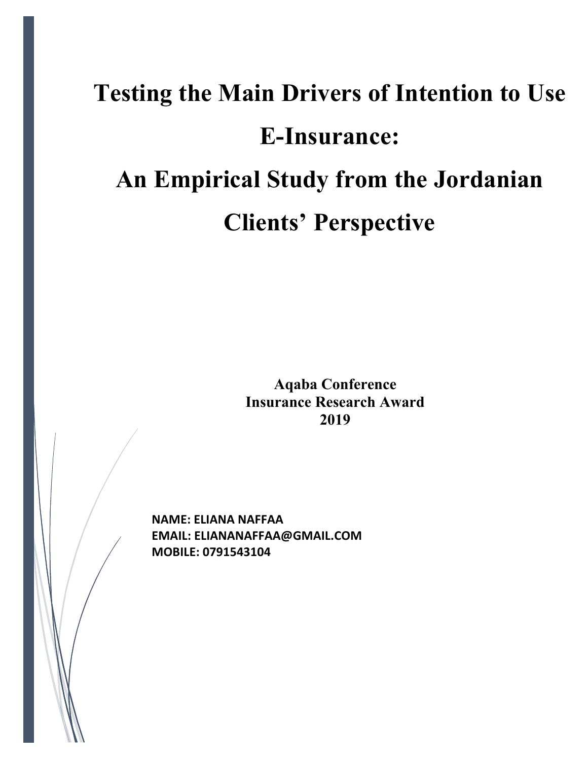# Testing the Main Drivers of Intention to Use E-Insurance:

# An Empirical Study from the Jordanian Clients' Perspective

**Aqaba Conference**
**Insurance Research Award**
**2019**

**NAME: ELIANA NAFFAA**
**EMAIL: ELIANANAFFAA@GMAIL.COM**
**MOBILE: 0791543104**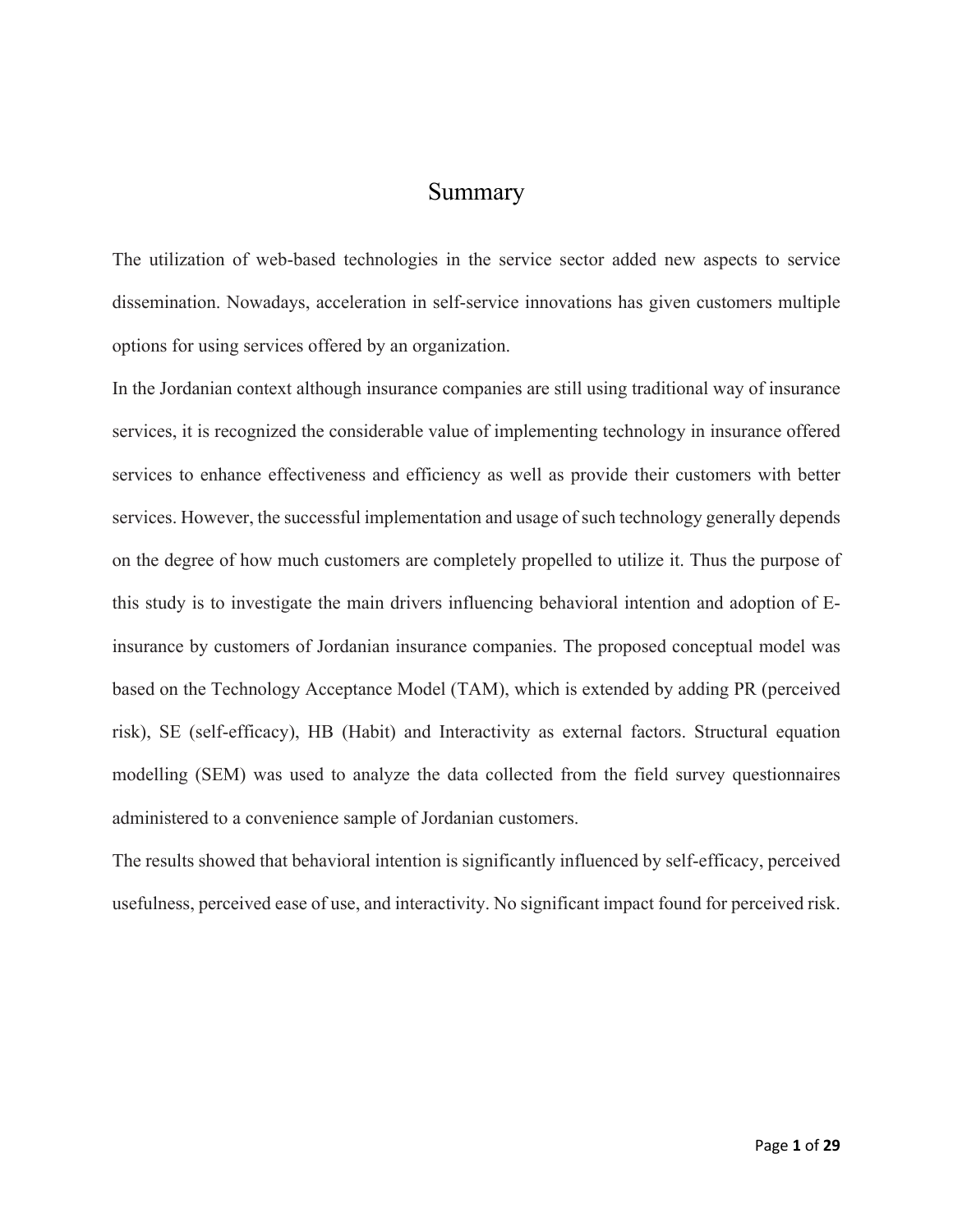# Summary

The utilization of web-based technologies in the service sector added new aspects to service dissemination. Nowadays, acceleration in self-service innovations has given customers multiple options for using services offered by an organization.

In the Jordanian context although insurance companies are still using traditional way of insurance services, it is recognized the considerable value of implementing technology in insurance offered services to enhance effectiveness and efficiency as well as provide their customers with better services. However, the successful implementation and usage of such technology generally depends on the degree of how much customers are completely propelled to utilize it. Thus the purpose of this study is to investigate the main drivers influencing behavioral intention and adoption of E-insurance by customers of Jordanian insurance companies. The proposed conceptual model was based on the Technology Acceptance Model (TAM), which is extended by adding PR (perceived risk), SE (self-efficacy), HB (Habit) and Interactivity as external factors. Structural equation modelling (SEM) was used to analyze the data collected from the field survey questionnaires administered to a convenience sample of Jordanian customers.

The results showed that behavioral intention is significantly influenced by self-efficacy, perceived usefulness, perceived ease of use, and interactivity. No significant impact found for perceived risk.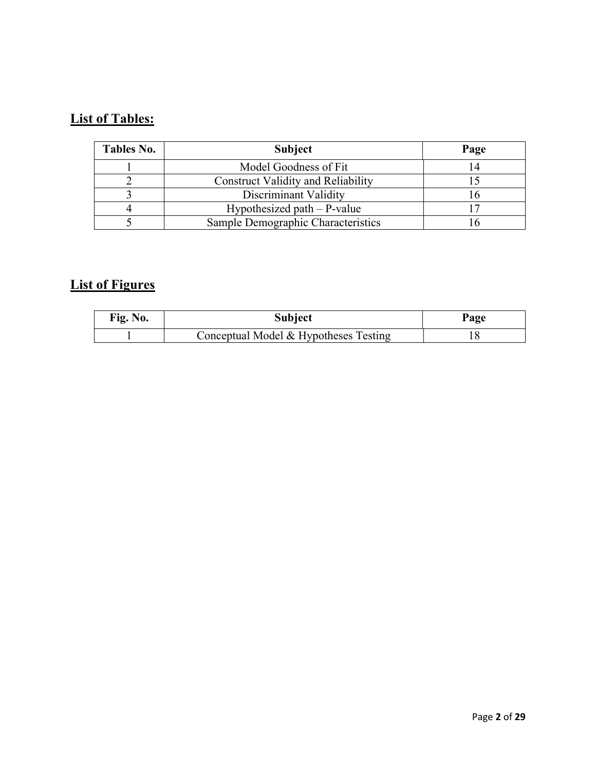## **List of Tables:**

| Tables No. | Subject | Page |
|---|---|---|
| 1 | Model Goodness of Fit | 14 |
| 2 | Construct Validity and Reliability | 15 |
| 3 | Discriminant Validity | 16 |
| 4 | Hypothesized path – P-value | 17 |
| 5 | Sample Demographic Characteristics | 16 |

## **List of Figures**

| Fig. No. | Subject | Page |
|---|---|---|
| 1 | Conceptual Model & Hypotheses Testing | 18 |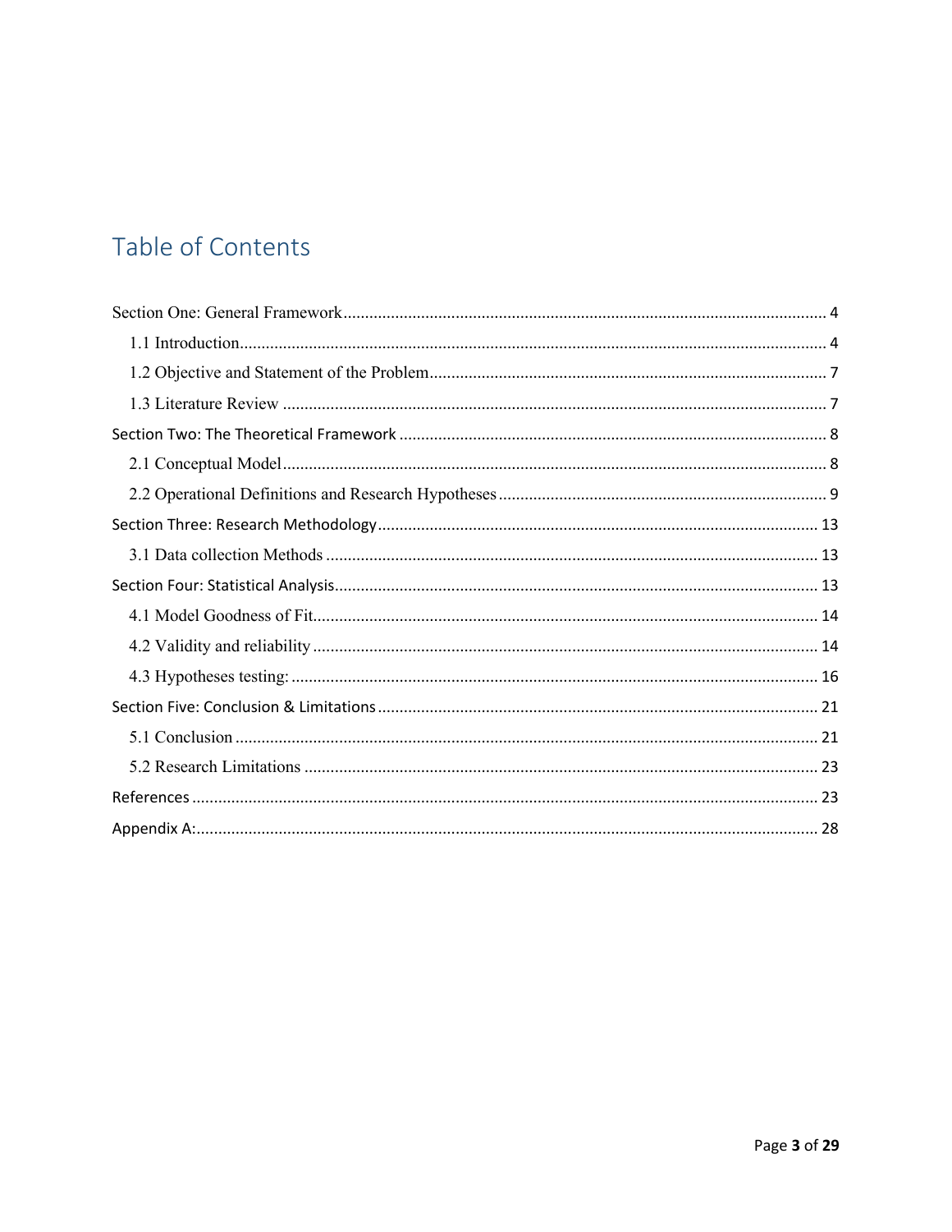# Table of Contents

Section One: General Framework .... 4

- 1.1 Introduction .... 4
- 1.2 Objective and Statement of the Problem .... 7
- 1.3 Literature Review .... 7

Section Two: The Theoretical Framework .... 8

- 2.1 Conceptual Model .... 8
- 2.2 Operational Definitions and Research Hypotheses .... 9

Section Three: Research Methodology .... 13

- 3.1 Data collection Methods .... 13

Section Four: Statistical Analysis .... 13

- 4.1 Model Goodness of Fit .... 14
- 4.2 Validity and reliability .... 14
- 4.3 Hypotheses testing: .... 16

Section Five: Conclusion & Limitations .... 21

- 5.1 Conclusion .... 21
- 5.2 Research Limitations .... 23

References .... 23

Appendix A: .... 28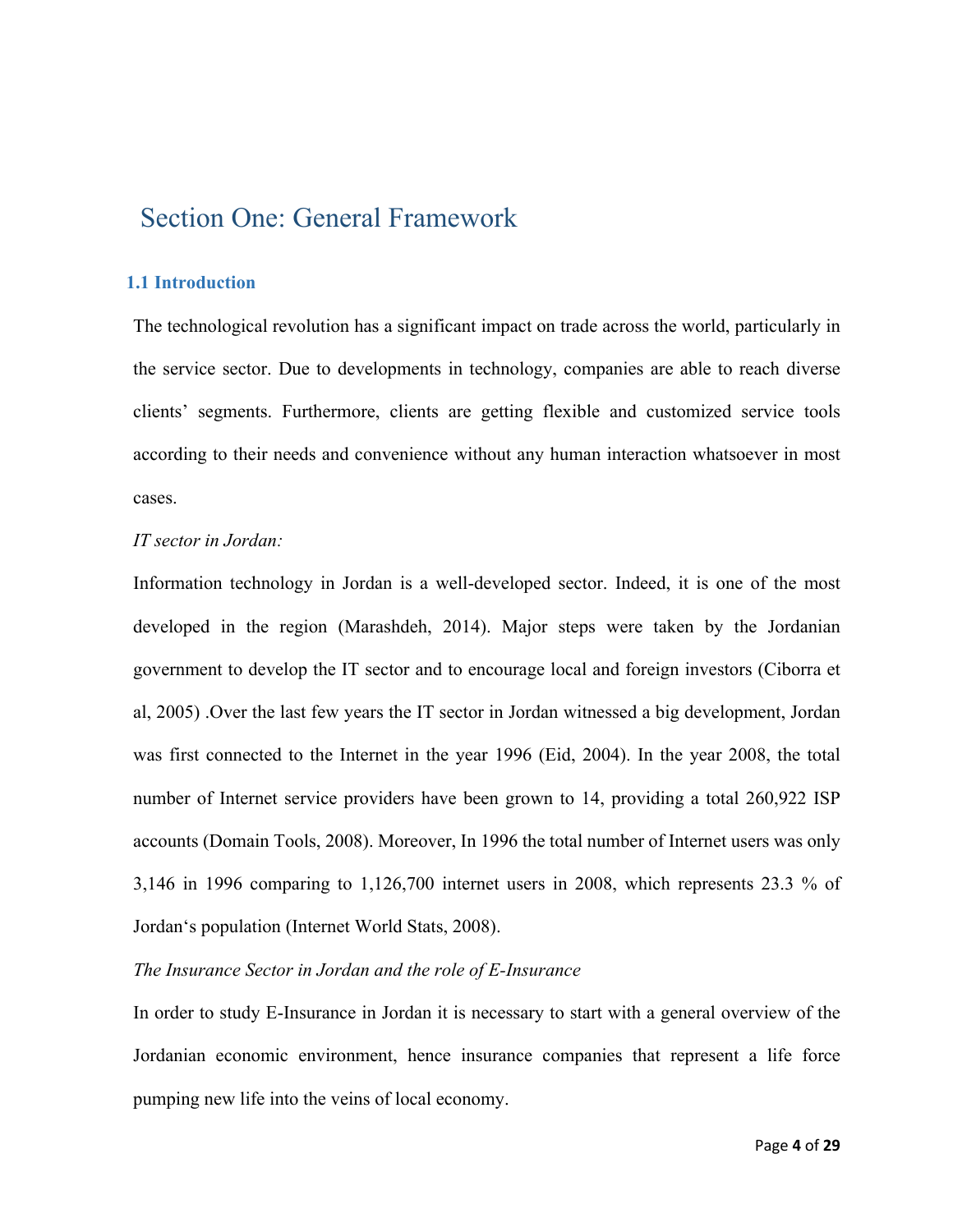# Section One: General Framework

## 1.1 Introduction

The technological revolution has a significant impact on trade across the world, particularly in the service sector. Due to developments in technology, companies are able to reach diverse clients' segments. Furthermore, clients are getting flexible and customized service tools according to their needs and convenience without any human interaction whatsoever in most cases.

*IT sector in Jordan:*

Information technology in Jordan is a well-developed sector. Indeed, it is one of the most developed in the region (Marashdeh, 2014). Major steps were taken by the Jordanian government to develop the IT sector and to encourage local and foreign investors (Ciborra et al, 2005) .Over the last few years the IT sector in Jordan witnessed a big development, Jordan was first connected to the Internet in the year 1996 (Eid, 2004). In the year 2008, the total number of Internet service providers have been grown to 14, providing a total 260,922 ISP accounts (Domain Tools, 2008). Moreover, In 1996 the total number of Internet users was only 3,146 in 1996 comparing to 1,126,700 internet users in 2008, which represents 23.3 % of Jordan's population (Internet World Stats, 2008).

*The Insurance Sector in Jordan and the role of E-Insurance*

In order to study E-Insurance in Jordan it is necessary to start with a general overview of the Jordanian economic environment, hence insurance companies that represent a life force pumping new life into the veins of local economy.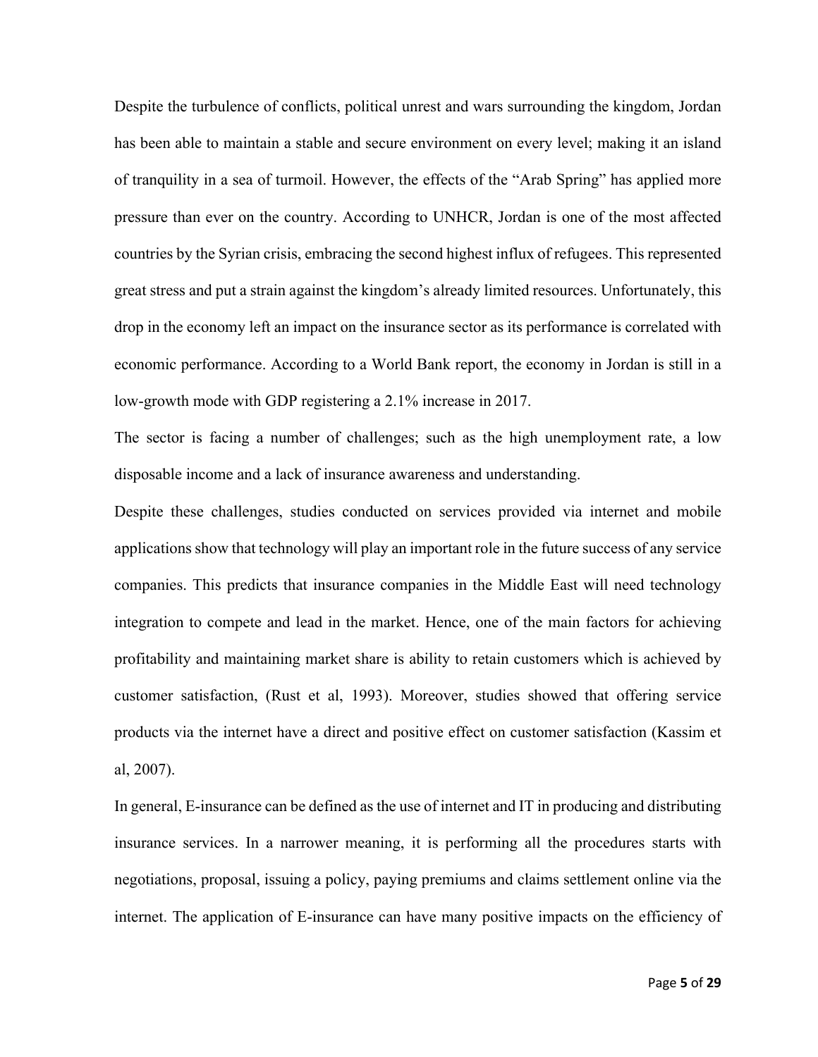Despite the turbulence of conflicts, political unrest and wars surrounding the kingdom, Jordan has been able to maintain a stable and secure environment on every level; making it an island of tranquility in a sea of turmoil. However, the effects of the "Arab Spring" has applied more pressure than ever on the country. According to UNHCR, Jordan is one of the most affected countries by the Syrian crisis, embracing the second highest influx of refugees. This represented great stress and put a strain against the kingdom's already limited resources. Unfortunately, this drop in the economy left an impact on the insurance sector as its performance is correlated with economic performance. According to a World Bank report, the economy in Jordan is still in a low-growth mode with GDP registering a 2.1% increase in 2017.

The sector is facing a number of challenges; such as the high unemployment rate, a low disposable income and a lack of insurance awareness and understanding.

Despite these challenges, studies conducted on services provided via internet and mobile applications show that technology will play an important role in the future success of any service companies. This predicts that insurance companies in the Middle East will need technology integration to compete and lead in the market. Hence, one of the main factors for achieving profitability and maintaining market share is ability to retain customers which is achieved by customer satisfaction, (Rust et al, 1993). Moreover, studies showed that offering service products via the internet have a direct and positive effect on customer satisfaction (Kassim et al, 2007).

In general, E-insurance can be defined as the use of internet and IT in producing and distributing insurance services. In a narrower meaning, it is performing all the procedures starts with negotiations, proposal, issuing a policy, paying premiums and claims settlement online via the internet. The application of E-insurance can have many positive impacts on the efficiency of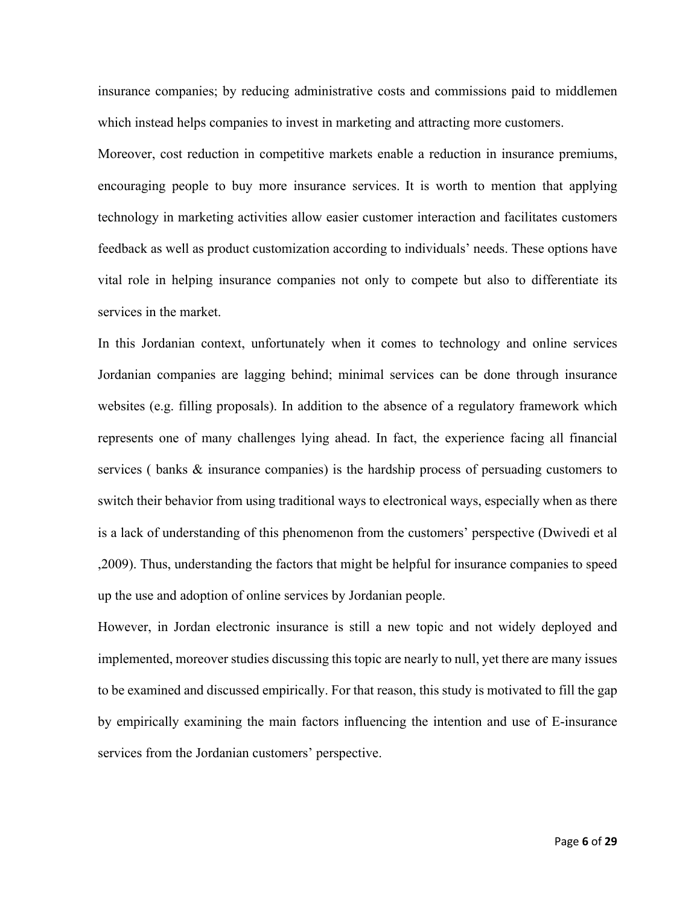insurance companies; by reducing administrative costs and commissions paid to middlemen which instead helps companies to invest in marketing and attracting more customers.

Moreover, cost reduction in competitive markets enable a reduction in insurance premiums, encouraging people to buy more insurance services. It is worth to mention that applying technology in marketing activities allow easier customer interaction and facilitates customers feedback as well as product customization according to individuals' needs. These options have vital role in helping insurance companies not only to compete but also to differentiate its services in the market.

In this Jordanian context, unfortunately when it comes to technology and online services Jordanian companies are lagging behind; minimal services can be done through insurance websites (e.g. filling proposals). In addition to the absence of a regulatory framework which represents one of many challenges lying ahead. In fact, the experience facing all financial services ( banks & insurance companies) is the hardship process of persuading customers to switch their behavior from using traditional ways to electronical ways, especially when as there is a lack of understanding of this phenomenon from the customers' perspective (Dwivedi et al ,2009). Thus, understanding the factors that might be helpful for insurance companies to speed up the use and adoption of online services by Jordanian people.

However, in Jordan electronic insurance is still a new topic and not widely deployed and implemented, moreover studies discussing this topic are nearly to null, yet there are many issues to be examined and discussed empirically. For that reason, this study is motivated to fill the gap by empirically examining the main factors influencing the intention and use of E-insurance services from the Jordanian customers' perspective.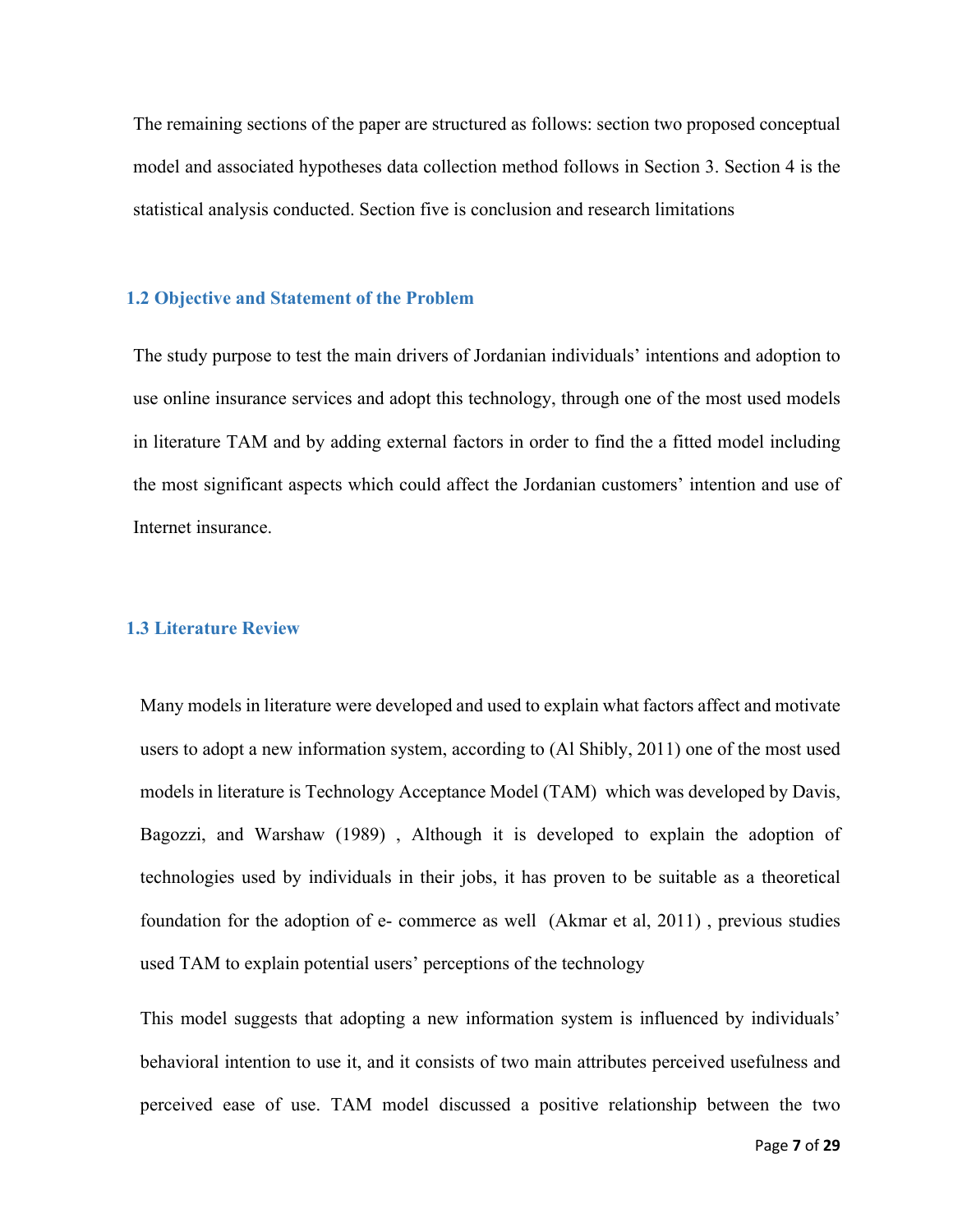The remaining sections of the paper are structured as follows: section two proposed conceptual model and associated hypotheses data collection method follows in Section 3. Section 4 is the statistical analysis conducted. Section five is conclusion and research limitations

### 1.2 Objective and Statement of the Problem

The study purpose to test the main drivers of Jordanian individuals' intentions and adoption to use online insurance services and adopt this technology, through one of the most used models in literature TAM and by adding external factors in order to find the a fitted model including the most significant aspects which could affect the Jordanian customers' intention and use of Internet insurance.

### 1.3 Literature Review

Many models in literature were developed and used to explain what factors affect and motivate users to adopt a new information system, according to (Al Shibly, 2011) one of the most used models in literature is Technology Acceptance Model (TAM) which was developed by Davis, Bagozzi, and Warshaw (1989) , Although it is developed to explain the adoption of technologies used by individuals in their jobs, it has proven to be suitable as a theoretical foundation for the adoption of e- commerce as well (Akmar et al, 2011) , previous studies used TAM to explain potential users' perceptions of the technology

This model suggests that adopting a new information system is influenced by individuals' behavioral intention to use it, and it consists of two main attributes perceived usefulness and perceived ease of use. TAM model discussed a positive relationship between the two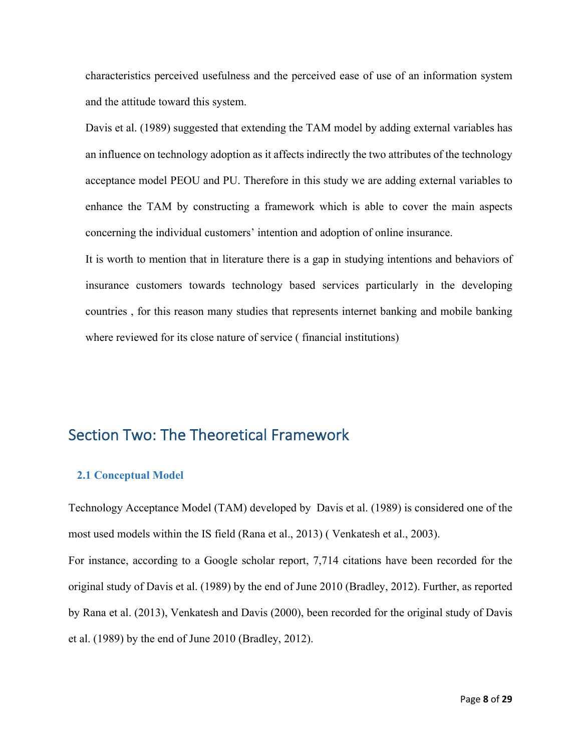characteristics perceived usefulness and the perceived ease of use of an information system and the attitude toward this system.

Davis et al. (1989) suggested that extending the TAM model by adding external variables has an influence on technology adoption as it affects indirectly the two attributes of the technology acceptance model PEOU and PU. Therefore in this study we are adding external variables to enhance the TAM by constructing a framework which is able to cover the main aspects concerning the individual customers' intention and adoption of online insurance.

It is worth to mention that in literature there is a gap in studying intentions and behaviors of insurance customers towards technology based services particularly in the developing countries , for this reason many studies that represents internet banking and mobile banking where reviewed for its close nature of service ( financial institutions)

## Section Two: The Theoretical Framework

### 2.1 Conceptual Model

Technology Acceptance Model (TAM) developed by Davis et al. (1989) is considered one of the most used models within the IS field (Rana et al., 2013) ( Venkatesh et al., 2003).

For instance, according to a Google scholar report, 7,714 citations have been recorded for the original study of Davis et al. (1989) by the end of June 2010 (Bradley, 2012). Further, as reported by Rana et al. (2013), Venkatesh and Davis (2000), been recorded for the original study of Davis et al. (1989) by the end of June 2010 (Bradley, 2012).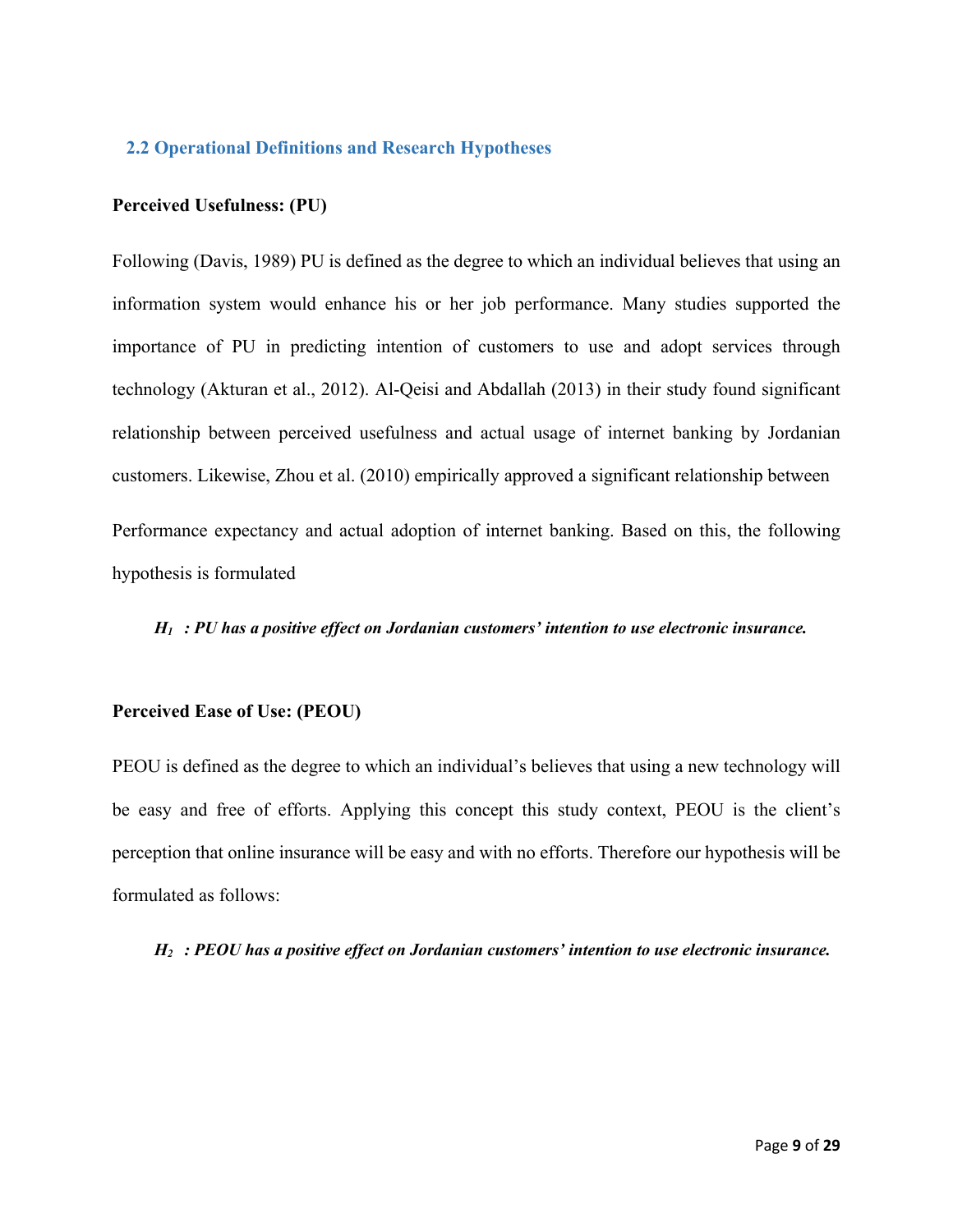## 2.2 Operational Definitions and Research Hypotheses

**Perceived Usefulness: (PU)**

Following (Davis, 1989) PU is defined as the degree to which an individual believes that using an information system would enhance his or her job performance. Many studies supported the importance of PU in predicting intention of customers to use and adopt services through technology (Akturan et al., 2012). Al-Qeisi and Abdallah (2013) in their study found significant relationship between perceived usefulness and actual usage of internet banking by Jordanian customers. Likewise, Zhou et al. (2010) empirically approved a significant relationship between Performance expectancy and actual adoption of internet banking. Based on this, the following hypothesis is formulated

***$H_1$ : PU has a positive effect on Jordanian customers' intention to use electronic insurance.***

**Perceived Ease of Use: (PEOU)**

PEOU is defined as the degree to which an individual's believes that using a new technology will be easy and free of efforts. Applying this concept this study context, PEOU is the client's perception that online insurance will be easy and with no efforts. Therefore our hypothesis will be formulated as follows:

***$H_2$ : PEOU has a positive effect on Jordanian customers' intention to use electronic insurance.***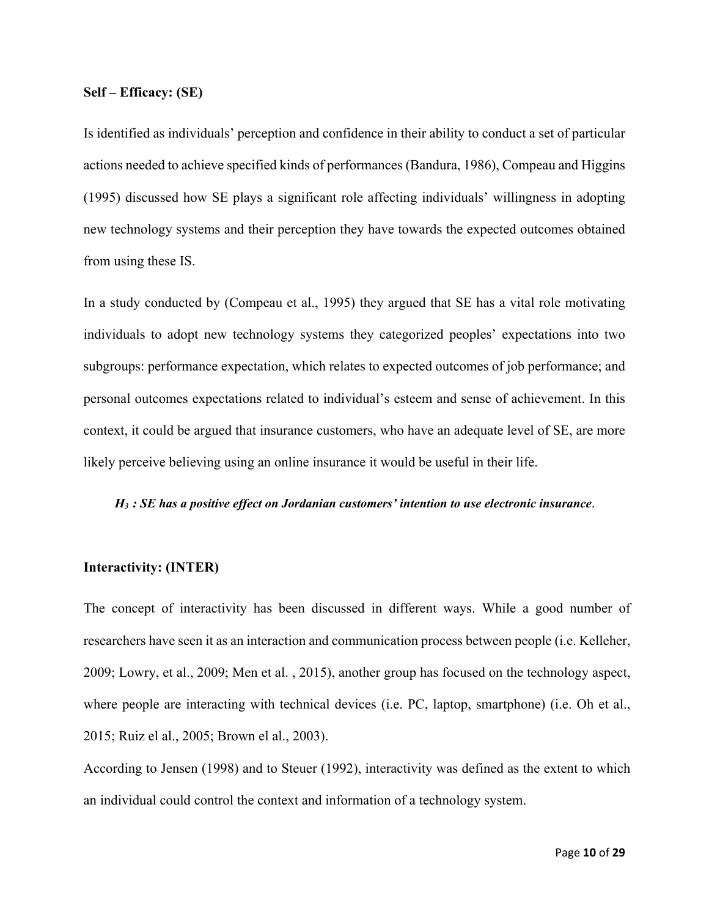**Self – Efficacy: (SE)**

Is identified as individuals' perception and confidence in their ability to conduct a set of particular actions needed to achieve specified kinds of performances (Bandura, 1986), Compeau and Higgins (1995) discussed how SE plays a significant role affecting individuals' willingness in adopting new technology systems and their perception they have towards the expected outcomes obtained from using these IS.

In a study conducted by (Compeau et al., 1995) they argued that SE has a vital role motivating individuals to adopt new technology systems they categorized peoples' expectations into two subgroups: performance expectation, which relates to expected outcomes of job performance; and personal outcomes expectations related to individual's esteem and sense of achievement. In this context, it could be argued that insurance customers, who have an adequate level of SE, are more likely perceive believing using an online insurance it would be useful in their life.

***$H_3$* : SE has a positive effect on Jordanian customers' intention to use electronic insurance**.

**Interactivity: (INTER)**

The concept of interactivity has been discussed in different ways. While a good number of researchers have seen it as an interaction and communication process between people (i.e. Kelleher, 2009; Lowry, et al., 2009; Men et al. , 2015), another group has focused on the technology aspect, where people are interacting with technical devices (i.e. PC, laptop, smartphone) (i.e. Oh et al., 2015; Ruiz el al., 2005; Brown el al., 2003).

According to Jensen (1998) and to Steuer (1992), interactivity was defined as the extent to which an individual could control the context and information of a technology system.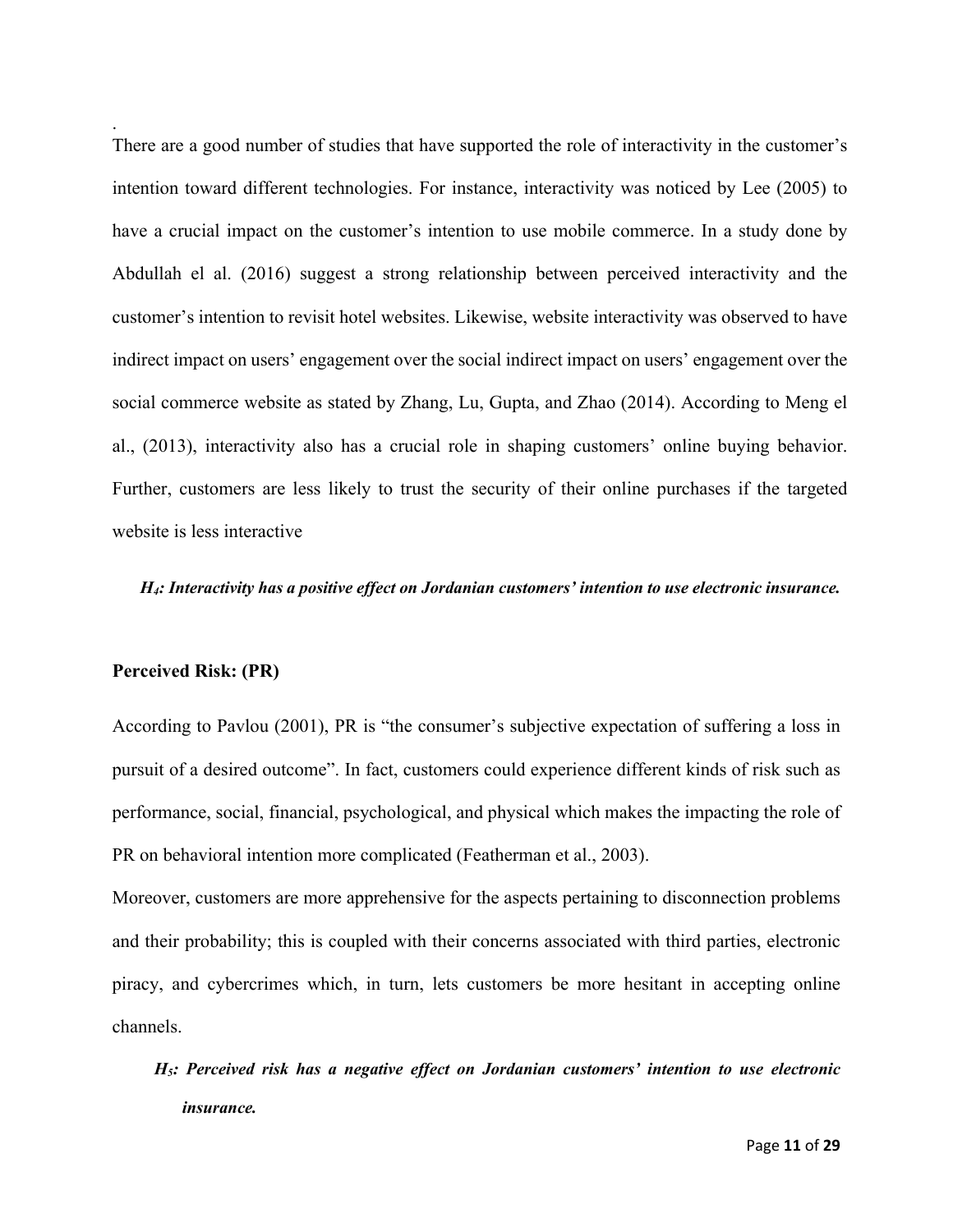.

There are a good number of studies that have supported the role of interactivity in the customer's intention toward different technologies. For instance, interactivity was noticed by Lee (2005) to have a crucial impact on the customer's intention to use mobile commerce. In a study done by Abdullah el al. (2016) suggest a strong relationship between perceived interactivity and the customer's intention to revisit hotel websites. Likewise, website interactivity was observed to have indirect impact on users' engagement over the social indirect impact on users' engagement over the social commerce website as stated by Zhang, Lu, Gupta, and Zhao (2014). According to Meng el al., (2013), interactivity also has a crucial role in shaping customers' online buying behavior. Further, customers are less likely to trust the security of their online purchases if the targeted website is less interactive

***$H_4$: Interactivity has a positive effect on Jordanian customers' intention to use electronic insurance.***

**Perceived Risk: (PR)**

According to Pavlou (2001), PR is "the consumer's subjective expectation of suffering a loss in pursuit of a desired outcome". In fact, customers could experience different kinds of risk such as performance, social, financial, psychological, and physical which makes the impacting the role of PR on behavioral intention more complicated (Featherman et al., 2003).

Moreover, customers are more apprehensive for the aspects pertaining to disconnection problems and their probability; this is coupled with their concerns associated with third parties, electronic piracy, and cybercrimes which, in turn, lets customers be more hesitant in accepting online channels.

***$H_5$: Perceived risk has a negative effect on Jordanian customers' intention to use electronic insurance.***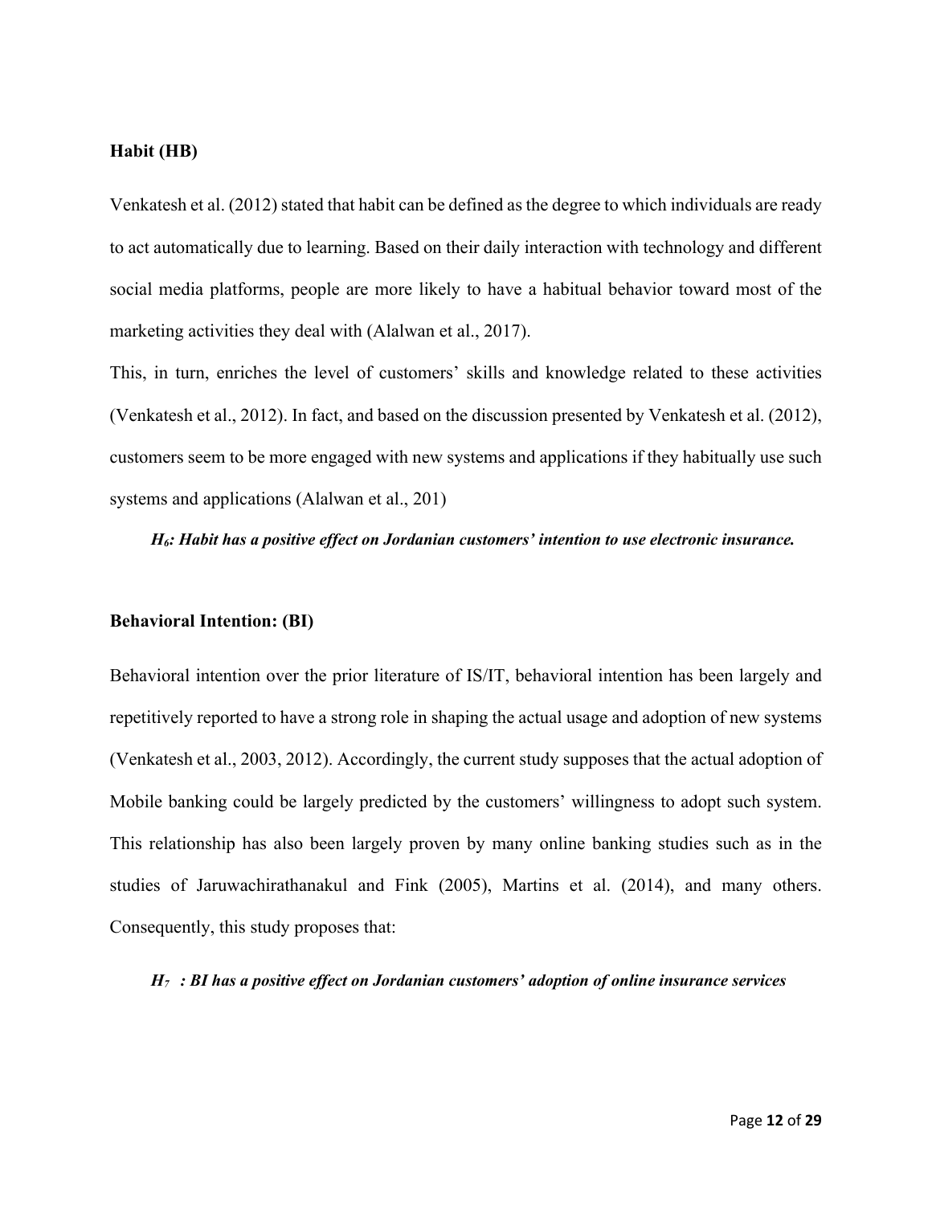### Habit (HB)

Venkatesh et al. (2012) stated that habit can be defined as the degree to which individuals are ready to act automatically due to learning. Based on their daily interaction with technology and different social media platforms, people are more likely to have a habitual behavior toward most of the marketing activities they deal with (Alalwan et al., 2017).

This, in turn, enriches the level of customers' skills and knowledge related to these activities (Venkatesh et al., 2012). In fact, and based on the discussion presented by Venkatesh et al. (2012), customers seem to be more engaged with new systems and applications if they habitually use such systems and applications (Alalwan et al., 201)

***$H_6$: Habit has a positive effect on Jordanian customers' intention to use electronic insurance.***

### Behavioral Intention: (BI)

Behavioral intention over the prior literature of IS/IT, behavioral intention has been largely and repetitively reported to have a strong role in shaping the actual usage and adoption of new systems (Venkatesh et al., 2003, 2012). Accordingly, the current study supposes that the actual adoption of Mobile banking could be largely predicted by the customers' willingness to adopt such system. This relationship has also been largely proven by many online banking studies such as in the studies of Jaruwachirathanakul and Fink (2005), Martins et al. (2014), and many others. Consequently, this study proposes that:

***$H_7$ : BI has a positive effect on Jordanian customers' adoption of online insurance services***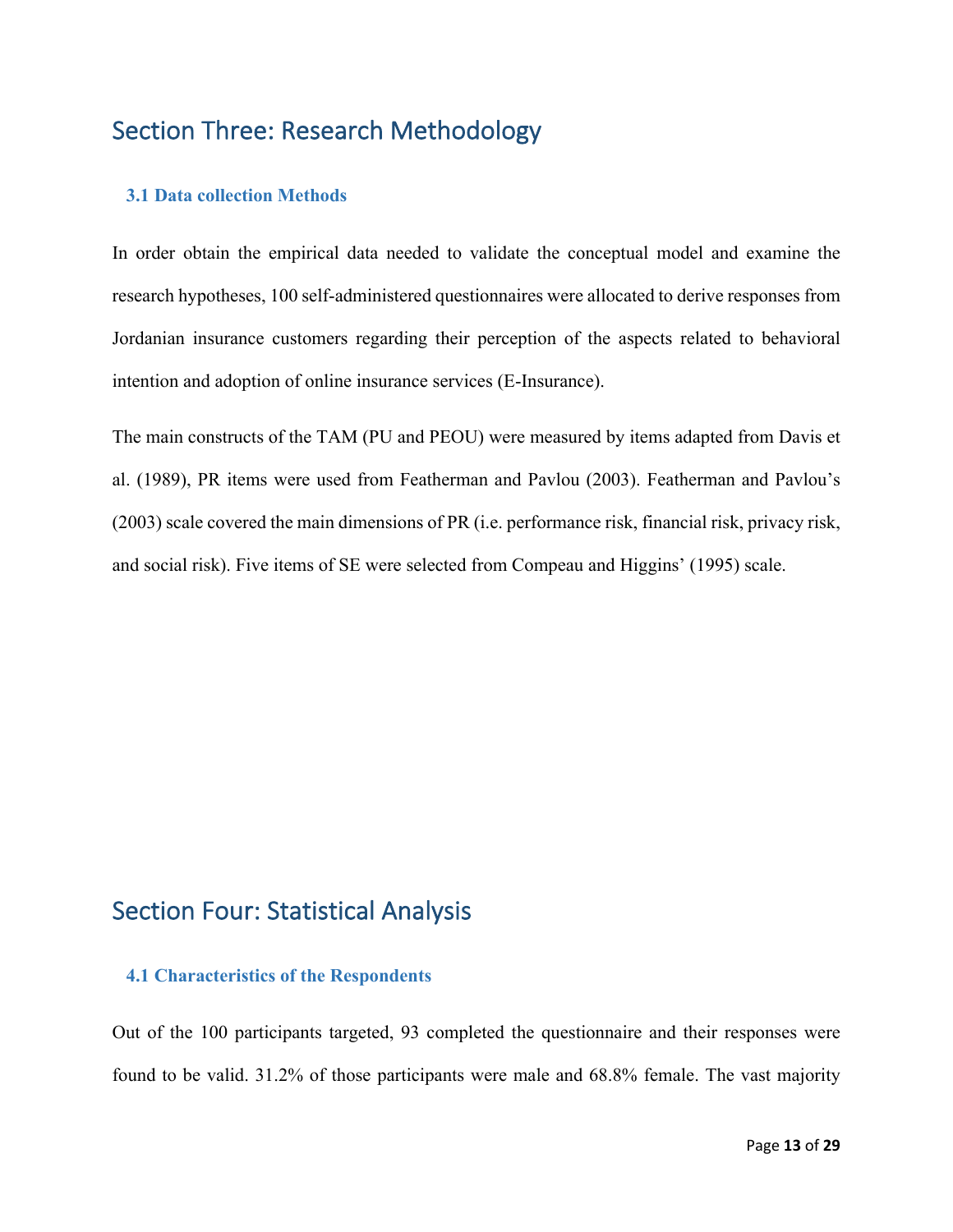# Section Three: Research Methodology

### 3.1 Data collection Methods

In order obtain the empirical data needed to validate the conceptual model and examine the research hypotheses, 100 self-administered questionnaires were allocated to derive responses from Jordanian insurance customers regarding their perception of the aspects related to behavioral intention and adoption of online insurance services (E-Insurance).

The main constructs of the TAM (PU and PEOU) were measured by items adapted from Davis et al. (1989), PR items were used from Featherman and Pavlou (2003). Featherman and Pavlou's (2003) scale covered the main dimensions of PR (i.e. performance risk, financial risk, privacy risk, and social risk). Five items of SE were selected from Compeau and Higgins' (1995) scale.

# Section Four: Statistical Analysis

### 4.1 Characteristics of the Respondents

Out of the 100 participants targeted, 93 completed the questionnaire and their responses were found to be valid. 31.2% of those participants were male and 68.8% female. The vast majority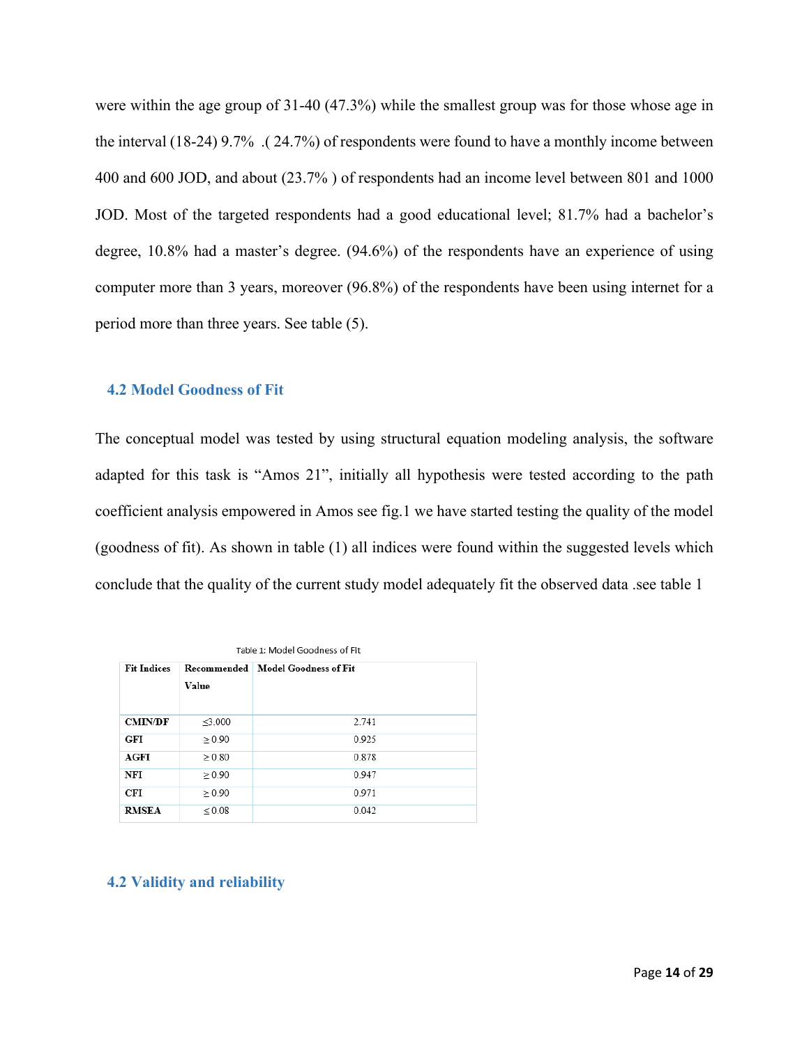were within the age group of 31-40 (47.3%) while the smallest group was for those whose age in the interval (18-24) 9.7% .( 24.7%) of respondents were found to have a monthly income between 400 and 600 JOD, and about (23.7% ) of respondents had an income level between 801 and 1000 JOD. Most of the targeted respondents had a good educational level; 81.7% had a bachelor's degree, 10.8% had a master's degree. (94.6%) of the respondents have an experience of using computer more than 3 years, moreover (96.8%) of the respondents have been using internet for a period more than three years. See table (5).

### 4.2 Model Goodness of Fit

The conceptual model was tested by using structural equation modeling analysis, the software adapted for this task is "Amos 21", initially all hypothesis were tested according to the path coefficient analysis empowered in Amos see fig.1 we have started testing the quality of the model (goodness of fit). As shown in table (1) all indices were found within the suggested levels which conclude that the quality of the current study model adequately fit the observed data .see table 1

Table 1: Model Goodness of Fit

| Fit Indices | Recommended Value | Model Goodness of Fit |
|---|---|---|
| CMIN/DF | ≤3.000 | 2.741 |
| GFI | ≥ 0.90 | 0.925 |
| AGFI | ≥ 0.80 | 0.878 |
| NFI | ≥ 0.90 | 0.947 |
| CFI | ≥ 0.90 | 0.971 |
| RMSEA | ≤ 0.08 | 0.042 |

### 4.2 Validity and reliability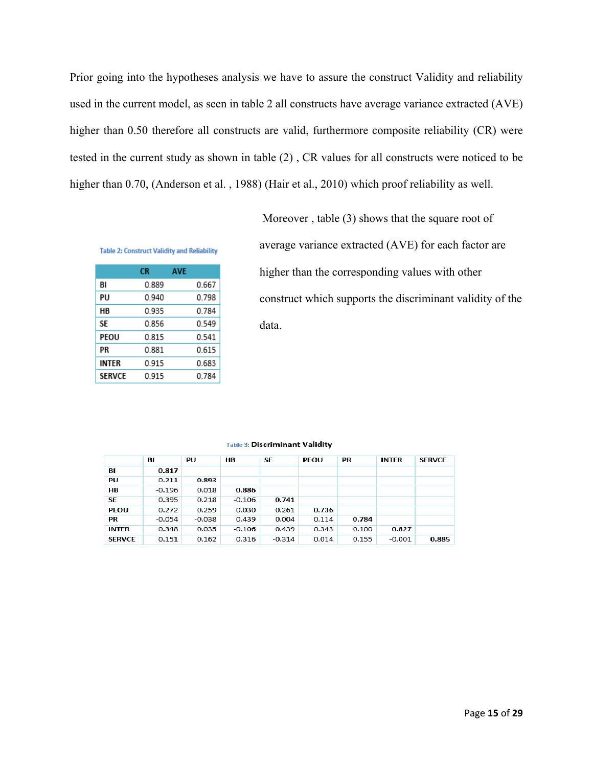Prior going into the hypotheses analysis we have to assure the construct Validity and reliability used in the current model, as seen in table 2 all constructs have average variance extracted (AVE) higher than 0.50 therefore all constructs are valid, furthermore composite reliability (CR) were tested in the current study as shown in table (2) , CR values for all constructs were noticed to be higher than 0.70, (Anderson et al. , 1988) (Hair et al., 2010) which proof reliability as well.

Moreover , table (3) shows that the square root of average variance extracted (AVE) for each factor are higher than the corresponding values with other construct which supports the discriminant validity of the data.

Table 2: Construct Validity and Reliability

| | CR | AVE |
|---|---|---|
| BI | 0.889 | 0.667 |
| PU | 0.940 | 0.798 |
| HB | 0.935 | 0.784 |
| SE | 0.856 | 0.549 |
| PEOU | 0.815 | 0.541 |
| PR | 0.881 | 0.615 |
| INTER | 0.915 | 0.683 |
| SERVCE | 0.915 | 0.784 |

Table 3: Discriminant Validity

| | BI | PU | HB | SE | PEOU | PR | INTER | SERVCE |
|---|---|---|---|---|---|---|---|---|
| BI | **0.817** | | | | | | | |
| PU | 0.211 | **0.893** | | | | | | |
| HB | -0.196 | 0.018 | **0.886** | | | | | |
| SE | 0.395 | 0.218 | -0.106 | **0.741** | | | | |
| PEOU | 0.272 | 0.259 | 0.030 | 0.261 | **0.736** | | | |
| PR | -0.054 | -0.038 | 0.439 | 0.004 | 0.114 | **0.784** | | |
| INTER | 0.348 | 0.035 | -0.106 | 0.439 | 0.343 | 0.100 | **0.827** | |
| SERVCE | 0.151 | 0.162 | 0.316 | -0.314 | 0.014 | 0.155 | -0.001 | **0.885** |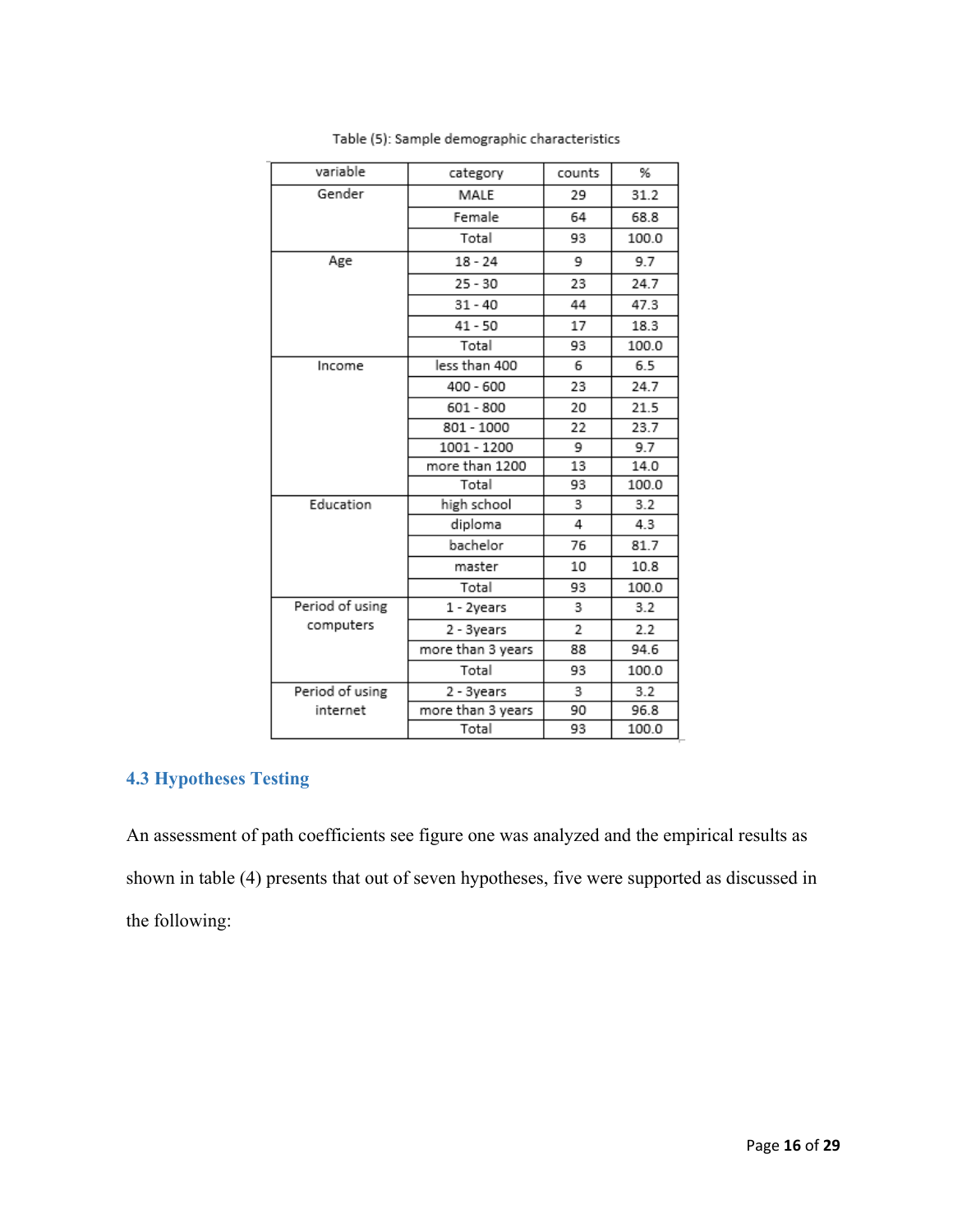Table (5): Sample demographic characteristics

| variable | category | counts | % |
|---|---|---|---|
| Gender | MALE | 29 | 31.2 |
| | Female | 64 | 68.8 |
| | Total | 93 | 100.0 |
| Age | 18 - 24 | 9 | 9.7 |
| | 25 - 30 | 23 | 24.7 |
| | 31 - 40 | 44 | 47.3 |
| | 41 - 50 | 17 | 18.3 |
| | Total | 93 | 100.0 |
| Income | less than 400 | 6 | 6.5 |
| | 400 - 600 | 23 | 24.7 |
| | 601 - 800 | 20 | 21.5 |
| | 801 - 1000 | 22 | 23.7 |
| | 1001 - 1200 | 9 | 9.7 |
| | more than 1200 | 13 | 14.0 |
| | Total | 93 | 100.0 |
| Education | high school | 3 | 3.2 |
| | diploma | 4 | 4.3 |
| | bachelor | 76 | 81.7 |
| | master | 10 | 10.8 |
| | Total | 93 | 100.0 |
| Period of using computers | 1 - 2years | 3 | 3.2 |
| | 2 - 3years | 2 | 2.2 |
| | more than 3 years | 88 | 94.6 |
| | Total | 93 | 100.0 |
| Period of using internet | 2 - 3years | 3 | 3.2 |
| | more than 3 years | 90 | 96.8 |
| | Total | 93 | 100.0 |

### 4.3 Hypotheses Testing

An assessment of path coefficients see figure one was analyzed and the empirical results as shown in table (4) presents that out of seven hypotheses, five were supported as discussed in the following: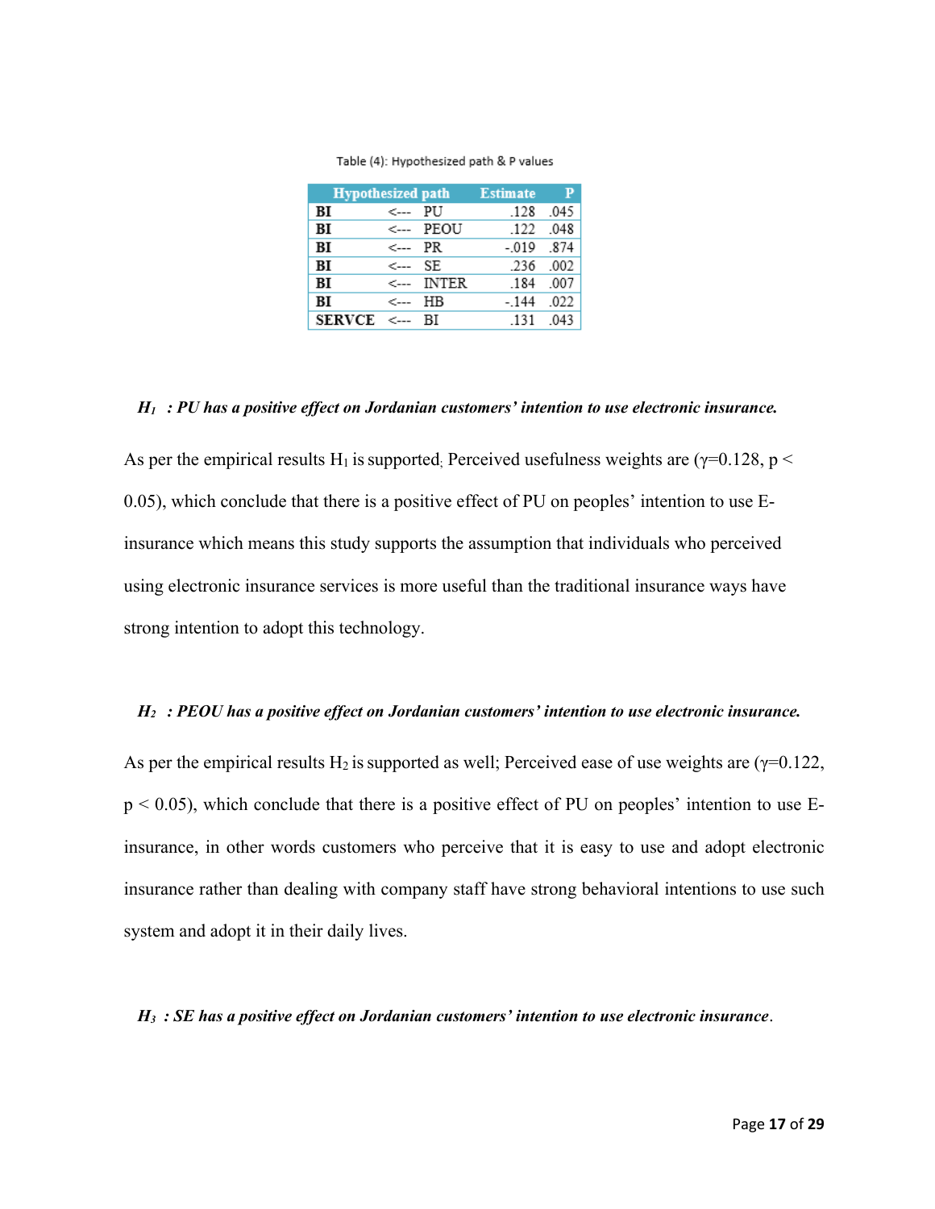Table (4): Hypothesized path & P values

| Hypothesized path | | | Estimate | P |
|---|---|---|---|---|
| **BI** | <--- | PU | .128 | .045 |
| **BI** | <--- | PEOU | .122 | .048 |
| **BI** | <--- | PR | -.019 | .874 |
| **BI** | <--- | SE | .236 | .002 |
| **BI** | <--- | INTER | .184 | .007 |
| **BI** | <--- | HB | -.144 | .022 |
| **SERVCE** | <--- | BI | .131 | .043 |

***$H_1$ : PU has a positive effect on Jordanian customers' intention to use electronic insurance.***

As per the empirical results $H_1$ is supported; Perceived usefulness weights are ($\gamma$=0.128, $p < 0.05$), which conclude that there is a positive effect of PU on peoples' intention to use E-insurance which means this study supports the assumption that individuals who perceived using electronic insurance services is more useful than the traditional insurance ways have strong intention to adopt this technology.

***$H_2$ : PEOU has a positive effect on Jordanian customers' intention to use electronic insurance.***

As per the empirical results $H_2$ is supported as well; Perceived ease of use weights are ($\gamma$=0.122, $p < 0.05$), which conclude that there is a positive effect of PU on peoples' intention to use E-insurance, in other words customers who perceive that it is easy to use and adopt electronic insurance rather than dealing with company staff have strong behavioral intentions to use such system and adopt it in their daily lives.

***$H_3$ : SE has a positive effect on Jordanian customers' intention to use electronic insurance.***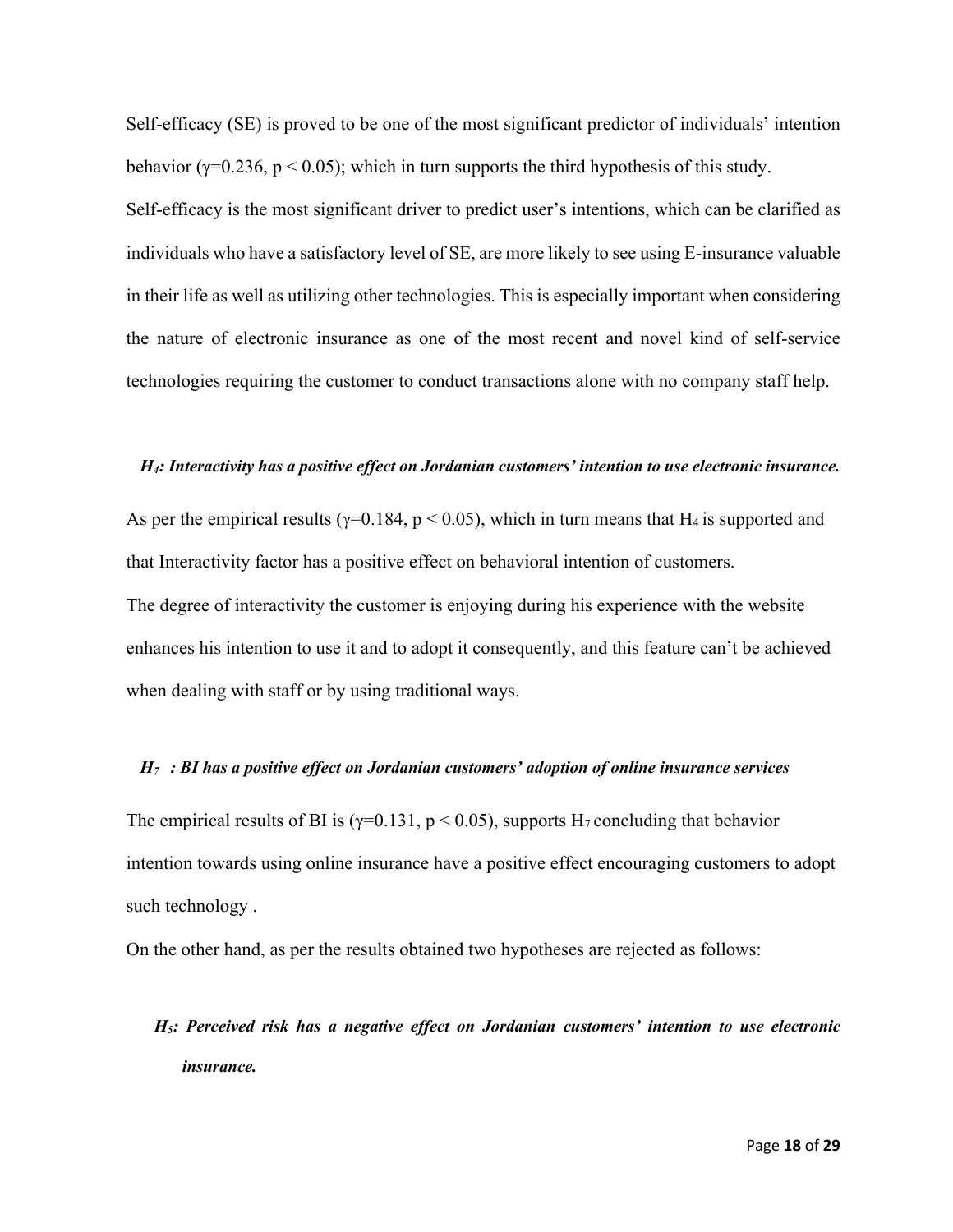Self-efficacy (SE) is proved to be one of the most significant predictor of individuals' intention behavior ($\gamma$=0.236, $p < 0.05$); which in turn supports the third hypothesis of this study.
Self-efficacy is the most significant driver to predict user's intentions, which can be clarified as individuals who have a satisfactory level of SE, are more likely to see using E-insurance valuable in their life as well as utilizing other technologies. This is especially important when considering the nature of electronic insurance as one of the most recent and novel kind of self-service technologies requiring the customer to conduct transactions alone with no company staff help.

***$H_4$: Interactivity has a positive effect on Jordanian customers' intention to use electronic insurance.***

As per the empirical results ($\gamma$=0.184, $p < 0.05$), which in turn means that $H_4$ is supported and that Interactivity factor has a positive effect on behavioral intention of customers.
The degree of interactivity the customer is enjoying during his experience with the website enhances his intention to use it and to adopt it consequently, and this feature can't be achieved when dealing with staff or by using traditional ways.

***$H_7$ : BI has a positive effect on Jordanian customers' adoption of online insurance services***

The empirical results of BI is ($\gamma$=0.131, $p < 0.05$), supports $H_7$ concluding that behavior intention towards using online insurance have a positive effect encouraging customers to adopt such technology .
On the other hand, as per the results obtained two hypotheses are rejected as follows:

***$H_5$: Perceived risk has a negative effect on Jordanian customers' intention to use electronic insurance.***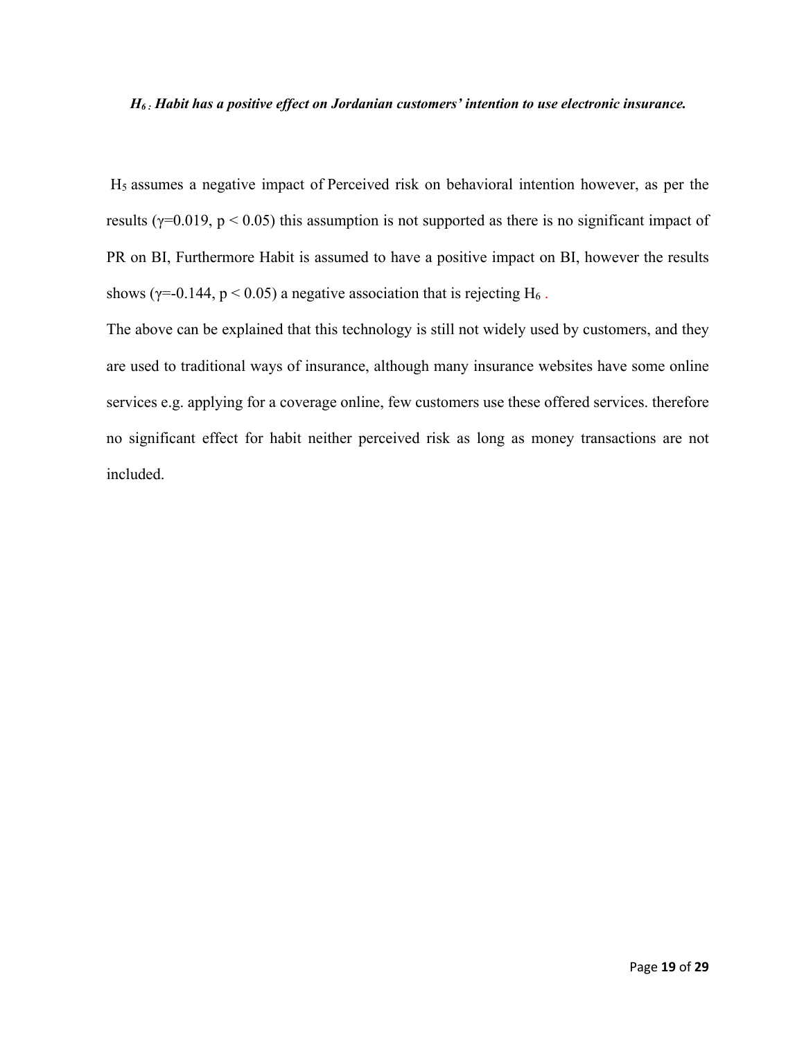***$H_6$ : Habit has a positive effect on Jordanian customers' intention to use electronic insurance.***

$H_5$ assumes a negative impact of Perceived risk on behavioral intention however, as per the results ($\gamma$=0.019, $p < 0.05$) this assumption is not supported as there is no significant impact of PR on BI, Furthermore Habit is assumed to have a positive impact on BI, however the results shows ($\gamma$=-0.144, $p < 0.05$) a negative association that is rejecting $H_6$ .

The above can be explained that this technology is still not widely used by customers, and they are used to traditional ways of insurance, although many insurance websites have some online services e.g. applying for a coverage online, few customers use these offered services. therefore no significant effect for habit neither perceived risk as long as money transactions are not included.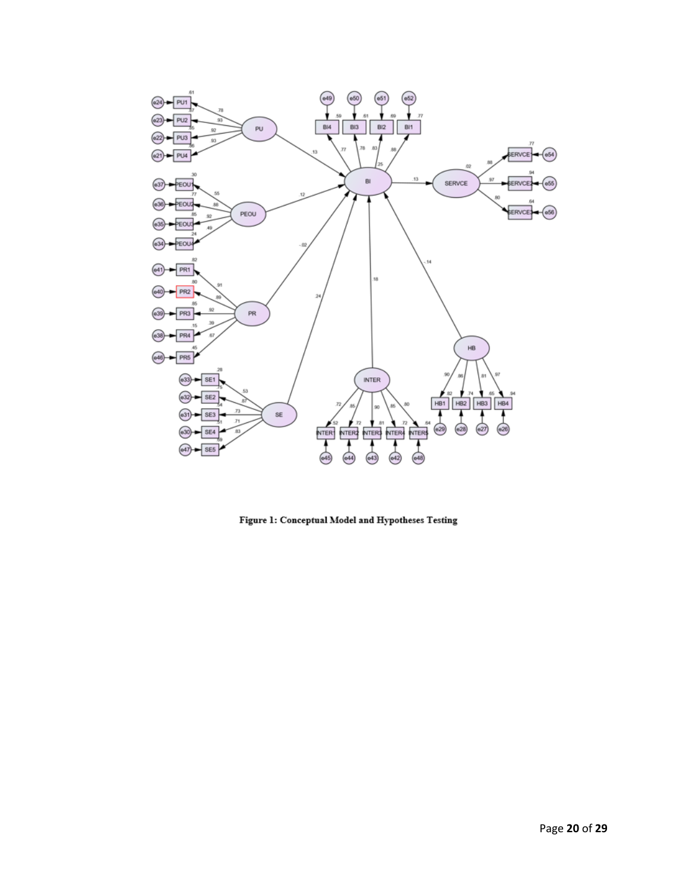**Figure 1: Conceptual Model and Hypotheses Testing**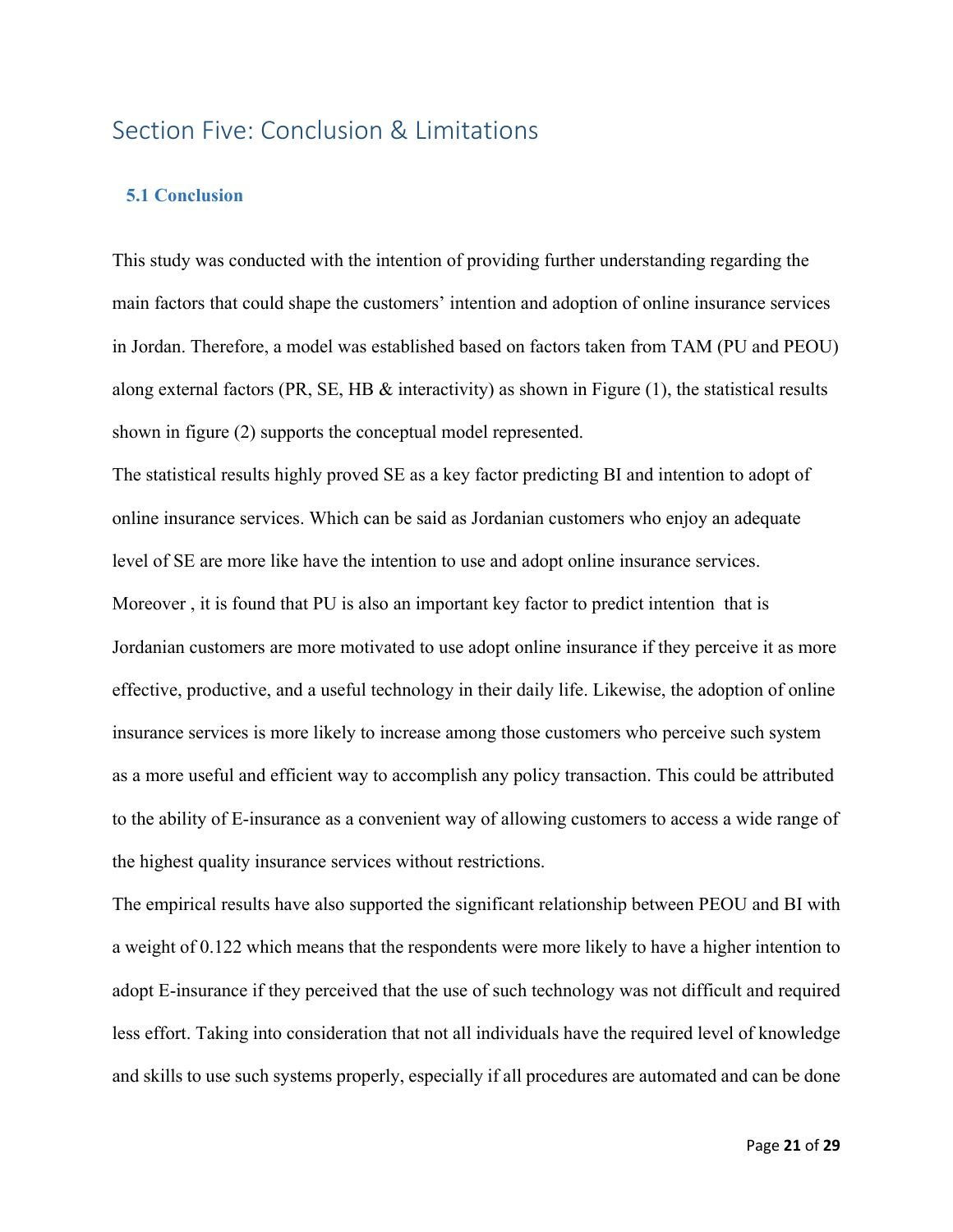# Section Five: Conclusion & Limitations

## 5.1 Conclusion

This study was conducted with the intention of providing further understanding regarding the main factors that could shape the customers' intention and adoption of online insurance services in Jordan. Therefore, a model was established based on factors taken from TAM (PU and PEOU) along external factors (PR, SE, HB & interactivity) as shown in Figure (1), the statistical results shown in figure (2) supports the conceptual model represented.

The statistical results highly proved SE as a key factor predicting BI and intention to adopt of online insurance services. Which can be said as Jordanian customers who enjoy an adequate level of SE are more like have the intention to use and adopt online insurance services.

Moreover , it is found that PU is also an important key factor to predict intention that is Jordanian customers are more motivated to use adopt online insurance if they perceive it as more effective, productive, and a useful technology in their daily life. Likewise, the adoption of online insurance services is more likely to increase among those customers who perceive such system as a more useful and efficient way to accomplish any policy transaction. This could be attributed to the ability of E-insurance as a convenient way of allowing customers to access a wide range of the highest quality insurance services without restrictions.

The empirical results have also supported the significant relationship between PEOU and BI with a weight of 0.122 which means that the respondents were more likely to have a higher intention to adopt E-insurance if they perceived that the use of such technology was not difficult and required less effort. Taking into consideration that not all individuals have the required level of knowledge and skills to use such systems properly, especially if all procedures are automated and can be done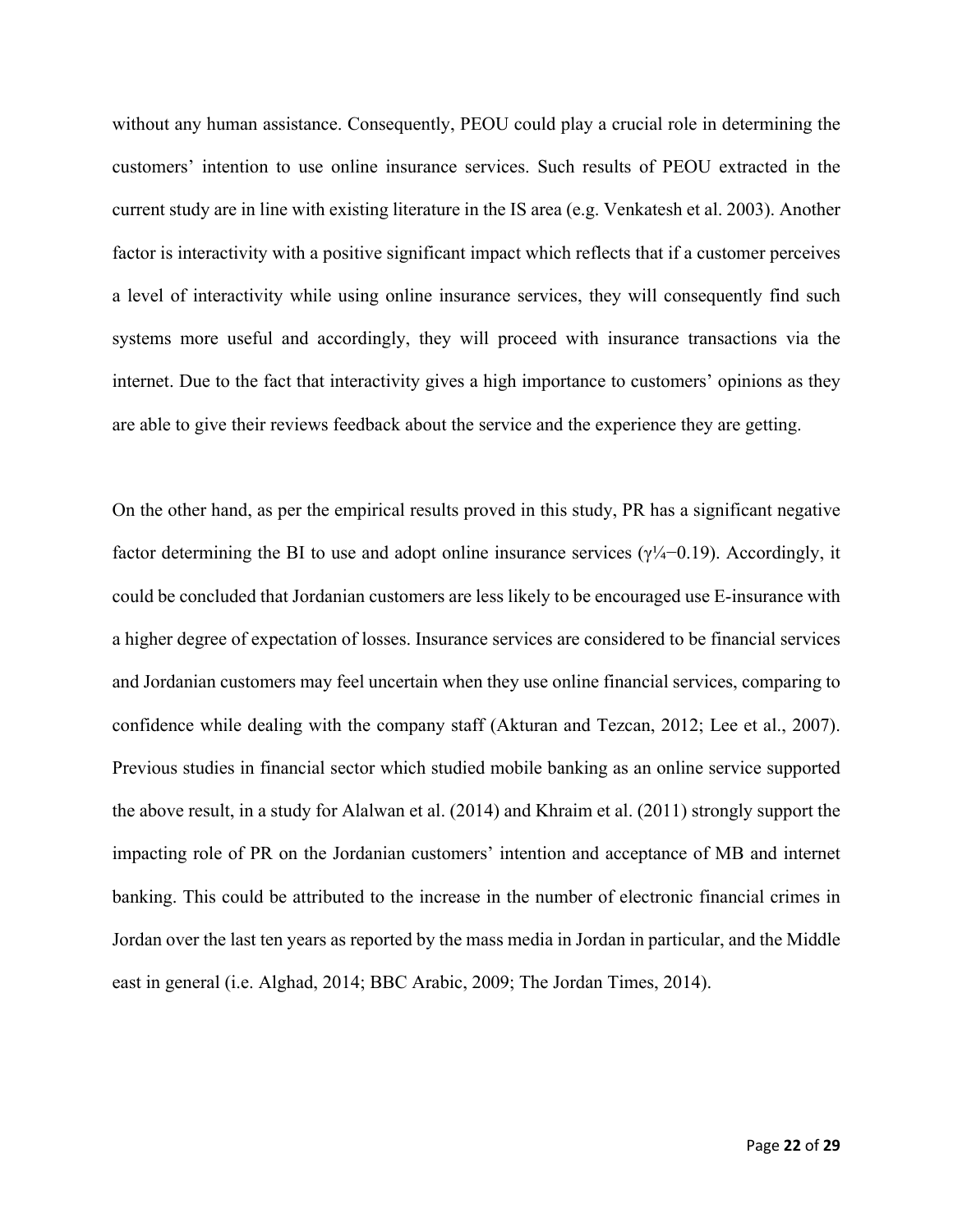without any human assistance. Consequently, PEOU could play a crucial role in determining the customers' intention to use online insurance services. Such results of PEOU extracted in the current study are in line with existing literature in the IS area (e.g. Venkatesh et al. 2003). Another factor is interactivity with a positive significant impact which reflects that if a customer perceives a level of interactivity while using online insurance services, they will consequently find such systems more useful and accordingly, they will proceed with insurance transactions via the internet. Due to the fact that interactivity gives a high importance to customers' opinions as they are able to give their reviews feedback about the service and the experience they are getting.

On the other hand, as per the empirical results proved in this study, PR has a significant negative factor determining the BI to use and adopt online insurance services (γ¼−0.19). Accordingly, it could be concluded that Jordanian customers are less likely to be encouraged use E-insurance with a higher degree of expectation of losses. Insurance services are considered to be financial services and Jordanian customers may feel uncertain when they use online financial services, comparing to confidence while dealing with the company staff (Akturan and Tezcan, 2012; Lee et al., 2007). Previous studies in financial sector which studied mobile banking as an online service supported the above result, in a study for Alalwan et al. (2014) and Khraim et al. (2011) strongly support the impacting role of PR on the Jordanian customers' intention and acceptance of MB and internet banking. This could be attributed to the increase in the number of electronic financial crimes in Jordan over the last ten years as reported by the mass media in Jordan in particular, and the Middle east in general (i.e. Alghad, 2014; BBC Arabic, 2009; The Jordan Times, 2014).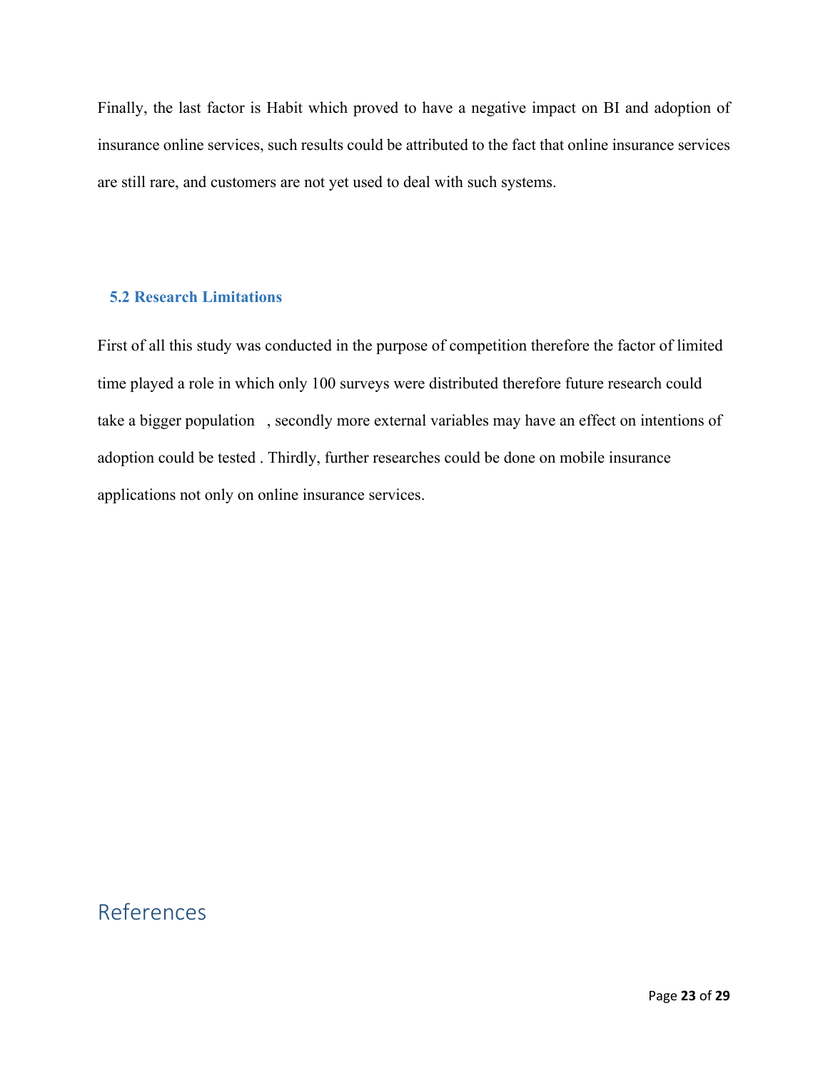Finally, the last factor is Habit which proved to have a negative impact on BI and adoption of insurance online services, such results could be attributed to the fact that online insurance services are still rare, and customers are not yet used to deal with such systems.

### 5.2 Research Limitations

First of all this study was conducted in the purpose of competition therefore the factor of limited time played a role in which only 100 surveys were distributed therefore future research could take a bigger population , secondly more external variables may have an effect on intentions of adoption could be tested . Thirdly, further researches could be done on mobile insurance applications not only on online insurance services.

# References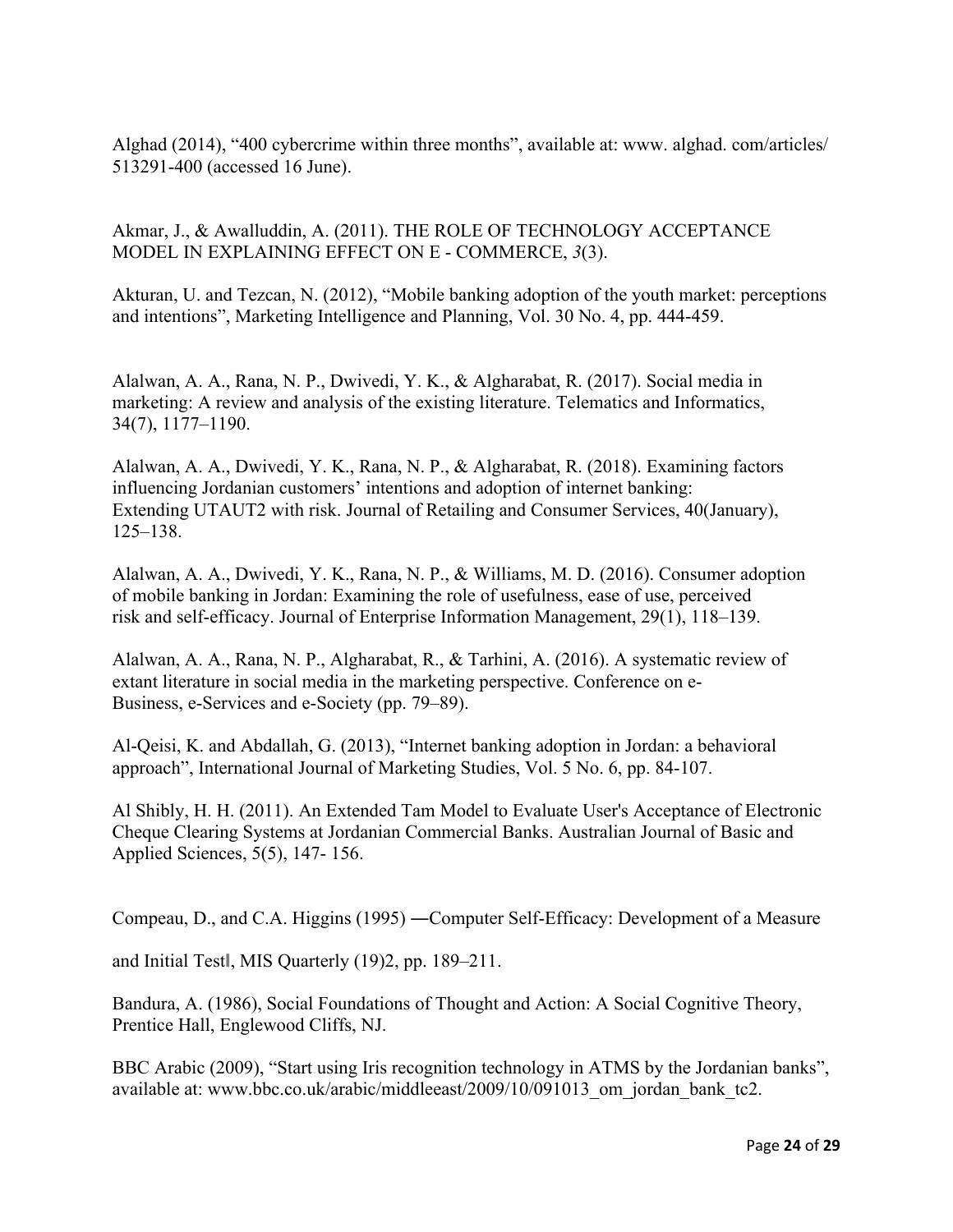Alghad (2014), "400 cybercrime within three months", available at: www. alghad. com/articles/ 513291-400 (accessed 16 June).

Akmar, J., & Awalluddin, A. (2011). THE ROLE OF TECHNOLOGY ACCEPTANCE MODEL IN EXPLAINING EFFECT ON E - COMMERCE, *3*(3).

Akturan, U. and Tezcan, N. (2012), "Mobile banking adoption of the youth market: perceptions and intentions", Marketing Intelligence and Planning, Vol. 30 No. 4, pp. 444-459.

Alalwan, A. A., Rana, N. P., Dwivedi, Y. K., & Algharabat, R. (2017). Social media in marketing: A review and analysis of the existing literature. Telematics and Informatics, 34(7), 1177–1190.

Alalwan, A. A., Dwivedi, Y. K., Rana, N. P., & Algharabat, R. (2018). Examining factors influencing Jordanian customers' intentions and adoption of internet banking: Extending UTAUT2 with risk. Journal of Retailing and Consumer Services, 40(January), 125–138.

Alalwan, A. A., Dwivedi, Y. K., Rana, N. P., & Williams, M. D. (2016). Consumer adoption of mobile banking in Jordan: Examining the role of usefulness, ease of use, perceived risk and self-efficacy. Journal of Enterprise Information Management, 29(1), 118–139.

Alalwan, A. A., Rana, N. P., Algharabat, R., & Tarhini, A. (2016). A systematic review of extant literature in social media in the marketing perspective. Conference on e-Business, e-Services and e-Society (pp. 79–89).

Al-Qeisi, K. and Abdallah, G. (2013), "Internet banking adoption in Jordan: a behavioral approach", International Journal of Marketing Studies, Vol. 5 No. 6, pp. 84-107.

Al Shibly, H. H. (2011). An Extended Tam Model to Evaluate User's Acceptance of Electronic Cheque Clearing Systems at Jordanian Commercial Banks. Australian Journal of Basic and Applied Sciences, 5(5), 147- 156.

Compeau, D., and C.A. Higgins (1995) ―Computer Self-Efficacy: Development of a Measure and Initial Test‖, MIS Quarterly (19)2, pp. 189–211.

Bandura, A. (1986), Social Foundations of Thought and Action: A Social Cognitive Theory, Prentice Hall, Englewood Cliffs, NJ.

BBC Arabic (2009), "Start using Iris recognition technology in ATMS by the Jordanian banks", available at: www.bbc.co.uk/arabic/middleeast/2009/10/091013_om_jordan_bank_tc2.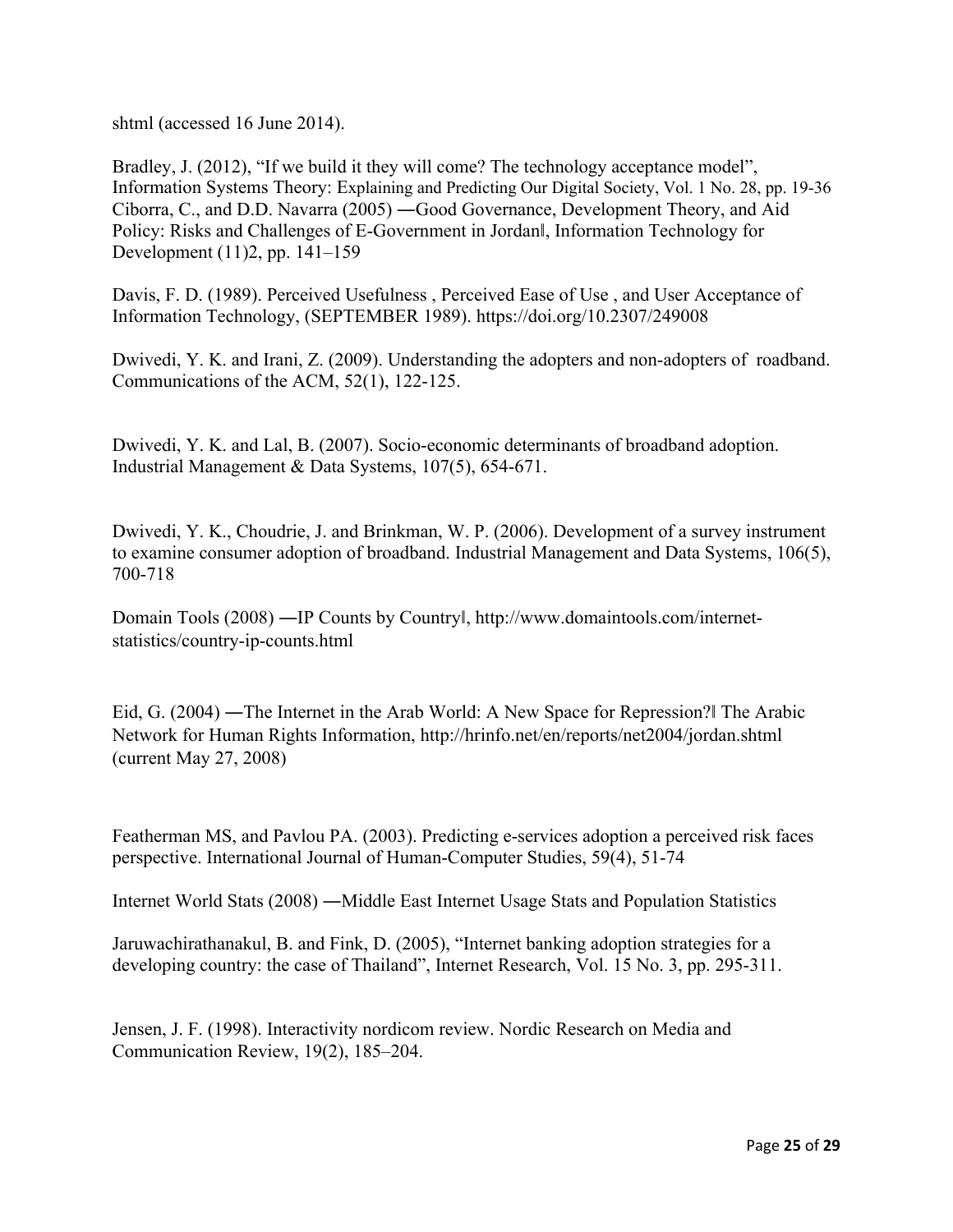shtml (accessed 16 June 2014).

Bradley, J. (2012), "If we build it they will come? The technology acceptance model", Information Systems Theory: Explaining and Predicting Our Digital Society, Vol. 1 No. 28, pp. 19-36

Ciborra, C., and D.D. Navarra (2005) ―Good Governance, Development Theory, and Aid Policy: Risks and Challenges of E-Government in Jordan‖, Information Technology for Development (11)2, pp. 141–159

Davis, F. D. (1989). Perceived Usefulness , Perceived Ease of Use , and User Acceptance of Information Technology, (SEPTEMBER 1989). https://doi.org/10.2307/249008

Dwivedi, Y. K. and Irani, Z. (2009). Understanding the adopters and non-adopters of roadband. Communications of the ACM, 52(1), 122-125.

Dwivedi, Y. K. and Lal, B. (2007). Socio-economic determinants of broadband adoption. Industrial Management & Data Systems, 107(5), 654-671.

Dwivedi, Y. K., Choudrie, J. and Brinkman, W. P. (2006). Development of a survey instrument to examine consumer adoption of broadband. Industrial Management and Data Systems, 106(5), 700-718

Domain Tools (2008) ―IP Counts by Country‖, http://www.domaintools.com/internet-statistics/country-ip-counts.html

Eid, G. (2004) ―The Internet in the Arab World: A New Space for Repression?‖ The Arabic Network for Human Rights Information, http://hrinfo.net/en/reports/net2004/jordan.shtml (current May 27, 2008)

Featherman MS, and Pavlou PA. (2003). Predicting e-services adoption a perceived risk faces perspective. International Journal of Human-Computer Studies, 59(4), 51-74

Internet World Stats (2008) ―Middle East Internet Usage Stats and Population Statistics

Jaruwachirathanakul, B. and Fink, D. (2005), "Internet banking adoption strategies for a developing country: the case of Thailand", Internet Research, Vol. 15 No. 3, pp. 295-311.

Jensen, J. F. (1998). Interactivity nordicom review. Nordic Research on Media and Communication Review, 19(2), 185–204.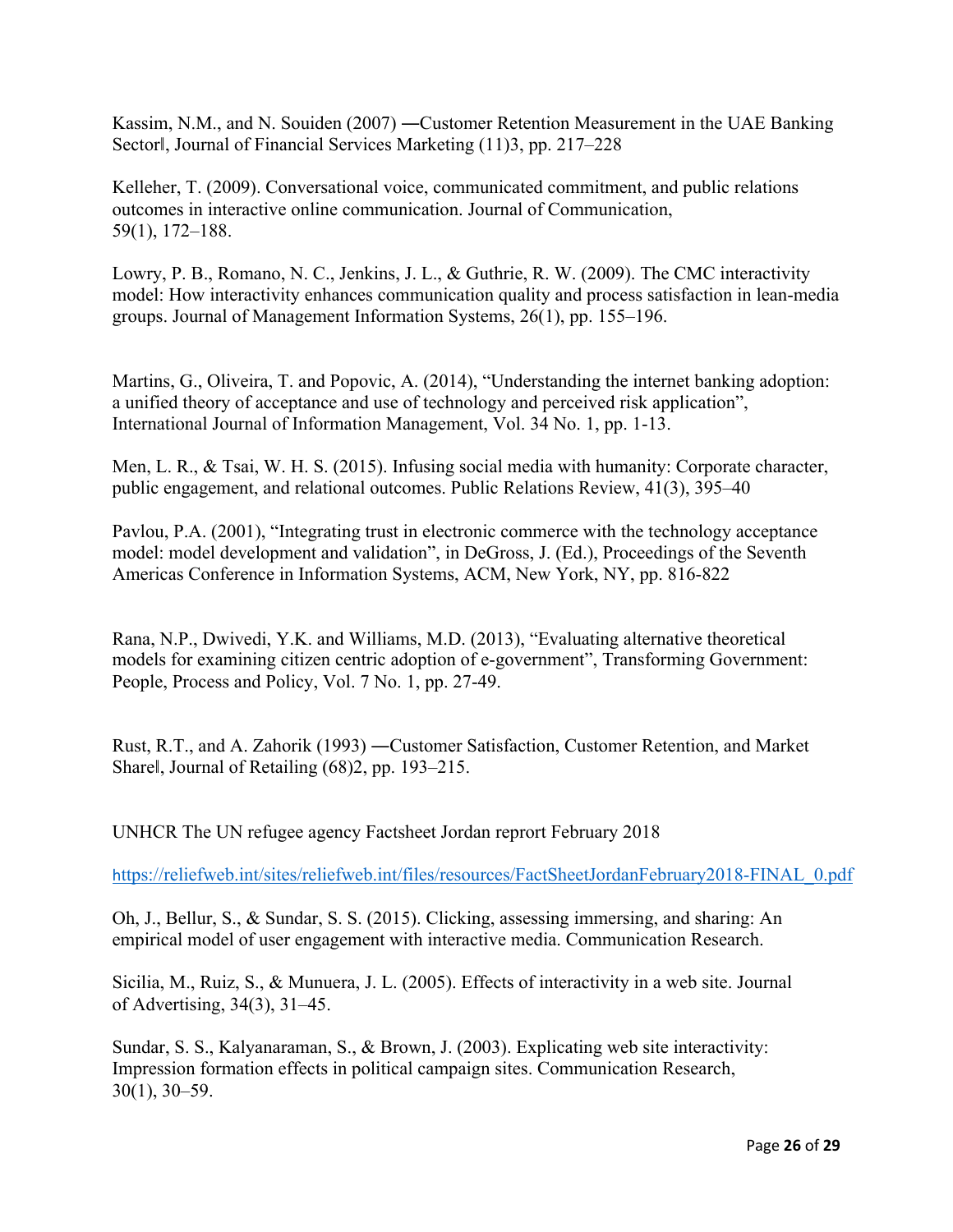Kassim, N.M., and N. Souiden (2007) ―Customer Retention Measurement in the UAE Banking Sector‖, Journal of Financial Services Marketing (11)3, pp. 217–228

Kelleher, T. (2009). Conversational voice, communicated commitment, and public relations outcomes in interactive online communication. Journal of Communication, 59(1), 172–188.

Lowry, P. B., Romano, N. C., Jenkins, J. L., & Guthrie, R. W. (2009). The CMC interactivity model: How interactivity enhances communication quality and process satisfaction in lean-media groups. Journal of Management Information Systems, 26(1), pp. 155–196.

Martins, G., Oliveira, T. and Popovic, A. (2014), "Understanding the internet banking adoption: a unified theory of acceptance and use of technology and perceived risk application", International Journal of Information Management, Vol. 34 No. 1, pp. 1-13.

Men, L. R., & Tsai, W. H. S. (2015). Infusing social media with humanity: Corporate character, public engagement, and relational outcomes. Public Relations Review, 41(3), 395–40

Pavlou, P.A. (2001), "Integrating trust in electronic commerce with the technology acceptance model: model development and validation", in DeGross, J. (Ed.), Proceedings of the Seventh Americas Conference in Information Systems, ACM, New York, NY, pp. 816-822

Rana, N.P., Dwivedi, Y.K. and Williams, M.D. (2013), "Evaluating alternative theoretical models for examining citizen centric adoption of e-government", Transforming Government: People, Process and Policy, Vol. 7 No. 1, pp. 27-49.

Rust, R.T., and A. Zahorik (1993) ―Customer Satisfaction, Customer Retention, and Market Share‖, Journal of Retailing (68)2, pp. 193–215.

UNHCR The UN refugee agency Factsheet Jordan reprort February 2018

https://reliefweb.int/sites/reliefweb.int/files/resources/FactSheetJordanFebruary2018-FINAL_0.pdf

Oh, J., Bellur, S., & Sundar, S. S. (2015). Clicking, assessing immersing, and sharing: An empirical model of user engagement with interactive media. Communication Research.

Sicilia, M., Ruiz, S., & Munuera, J. L. (2005). Effects of interactivity in a web site. Journal of Advertising, 34(3), 31–45.

Sundar, S. S., Kalyanaraman, S., & Brown, J. (2003). Explicating web site interactivity: Impression formation effects in political campaign sites. Communication Research, 30(1), 30–59.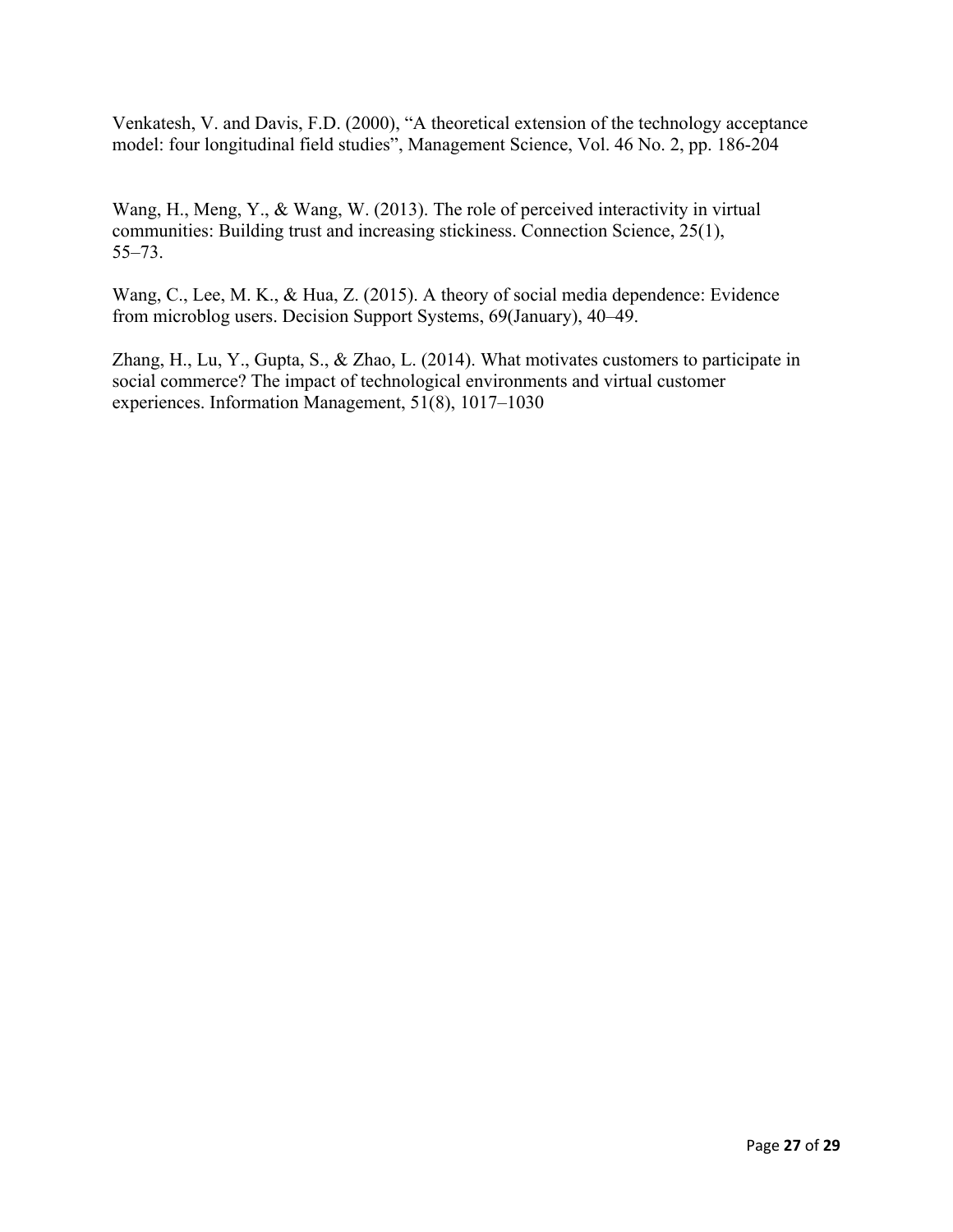Venkatesh, V. and Davis, F.D. (2000), "A theoretical extension of the technology acceptance model: four longitudinal field studies", Management Science, Vol. 46 No. 2, pp. 186-204

Wang, H., Meng, Y., & Wang, W. (2013). The role of perceived interactivity in virtual communities: Building trust and increasing stickiness. Connection Science, 25(1), 55–73.

Wang, C., Lee, M. K., & Hua, Z. (2015). A theory of social media dependence: Evidence from microblog users. Decision Support Systems, 69(January), 40–49.

Zhang, H., Lu, Y., Gupta, S., & Zhao, L. (2014). What motivates customers to participate in social commerce? The impact of technological environments and virtual customer experiences. Information Management, 51(8), 1017–1030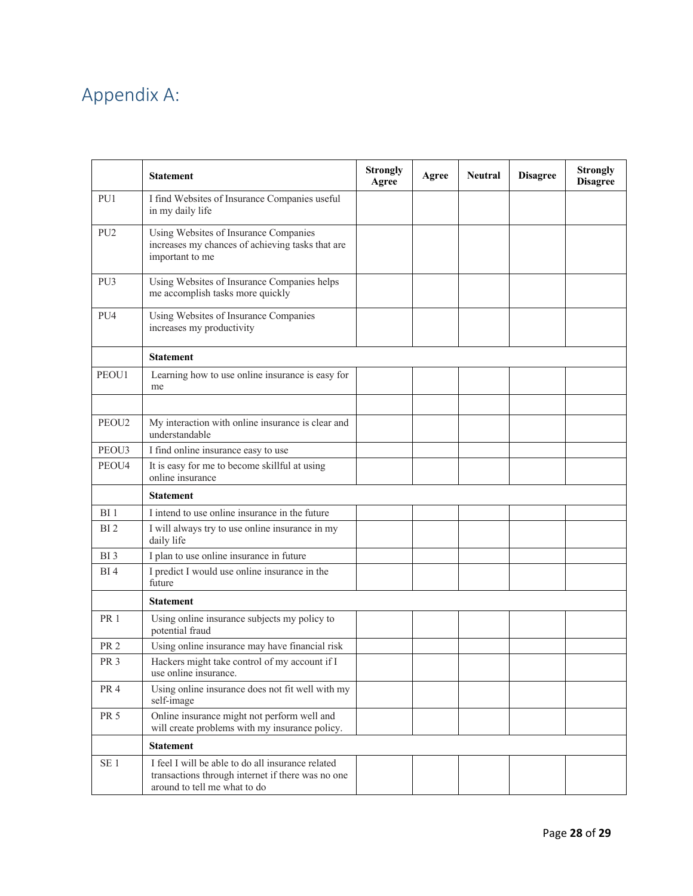# Appendix A:

| | Statement | Strongly Agree | Agree | Neutral | Disagree | Strongly Disagree |
|---|---|---|---|---|---|---|
| PU1 | I find Websites of Insurance Companies useful in my daily life | | | | | |
| PU2 | Using Websites of Insurance Companies increases my chances of achieving tasks that are important to me | | | | | |
| PU3 | Using Websites of Insurance Companies helps me accomplish tasks more quickly | | | | | |
| PU4 | Using Websites of Insurance Companies increases my productivity | | | | | |
| | **Statement** | | | | | |
| PEOU1 | Learning how to use online insurance is easy for me | | | | | |
| | | | | | | |
| PEOU2 | My interaction with online insurance is clear and understandable | | | | | |
| PEOU3 | I find online insurance easy to use | | | | | |
| PEOU4 | It is easy for me to become skillful at using online insurance | | | | | |
| | **Statement** | | | | | |
| BI 1 | I intend to use online insurance in the future | | | | | |
| BI 2 | I will always try to use online insurance in my daily life | | | | | |
| BI 3 | I plan to use online insurance in future | | | | | |
| BI 4 | I predict I would use online insurance in the future | | | | | |
| | **Statement** | | | | | |
| PR 1 | Using online insurance subjects my policy to potential fraud | | | | | |
| PR 2 | Using online insurance may have financial risk | | | | | |
| PR 3 | Hackers might take control of my account if I use online insurance. | | | | | |
| PR 4 | Using online insurance does not fit well with my self-image | | | | | |
| PR 5 | Online insurance might not perform well and will create problems with my insurance policy. | | | | | |
| | **Statement** | | | | | |
| SE 1 | I feel I will be able to do all insurance related transactions through internet if there was no one around to tell me what to do | | | | | |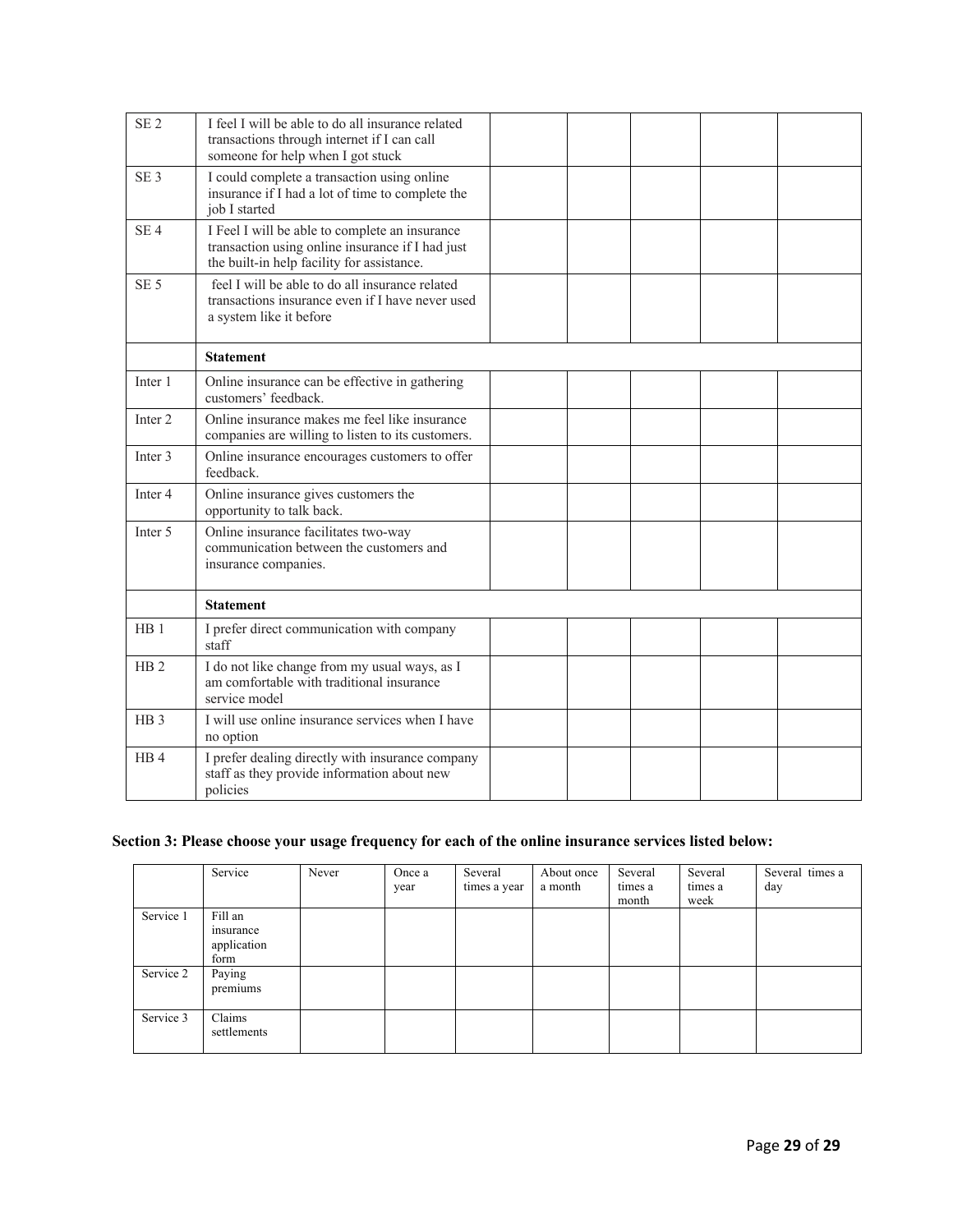| | | | | | | |
|---|---|---|---|---|---|---|
| SE 2 | I feel I will be able to do all insurance related transactions through internet if I can call someone for help when I got stuck | | | | | |
| SE 3 | I could complete a transaction using online insurance if I had a lot of time to complete the job I started | | | | | |
| SE 4 | I Feel I will be able to complete an insurance transaction using online insurance if I had just the built-in help facility for assistance. | | | | | |
| SE 5 | feel I will be able to do all insurance related transactions insurance even if I have never used a system like it before | | | | | |
| | **Statement** | | | | | |
| Inter 1 | Online insurance can be effective in gathering customers' feedback. | | | | | |
| Inter 2 | Online insurance makes me feel like insurance companies are willing to listen to its customers. | | | | | |
| Inter 3 | Online insurance encourages customers to offer feedback. | | | | | |
| Inter 4 | Online insurance gives customers the opportunity to talk back. | | | | | |
| Inter 5 | Online insurance facilitates two-way communication between the customers and insurance companies. | | | | | |
| | **Statement** | | | | | |
| HB 1 | I prefer direct communication with company staff | | | | | |
| HB 2 | I do not like change from my usual ways, as I am comfortable with traditional insurance service model | | | | | |
| HB 3 | I will use online insurance services when I have no option | | | | | |
| HB 4 | I prefer dealing directly with insurance company staff as they provide information about new policies | | | | | |

**Section 3: Please choose your usage frequency for each of the online insurance services listed below:**

| | Service | Never | Once a year | Several times a year | About once a month | Several times a month | Several times a week | Several times a day |
|---|---|---|---|---|---|---|---|---|
| Service 1 | Fill an insurance application form | | | | | | | |
| Service 2 | Paying premiums | | | | | | | |
| Service 3 | Claims settlements | | | | | | | |